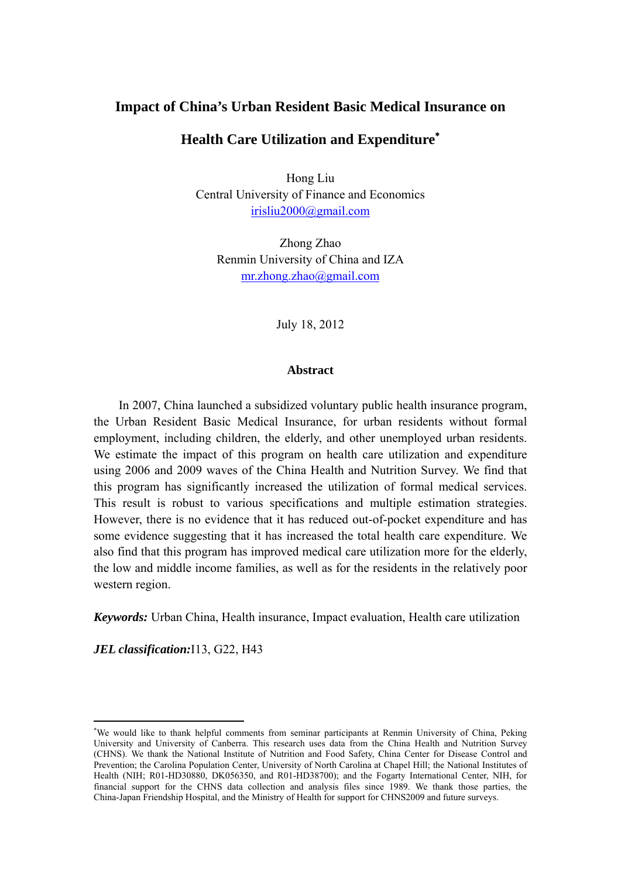# Impact of China's Urban Resident Basic Medical Insurance on Health Care Utilization and Expenditure[*]

Hong Liu
Central University of Finance and Economics
irisliu2000@gmail.com

Zhong Zhao
Renmin University of China and IZA
mr.zhong.zhao@gmail.com

July 18, 2012

## Abstract

In 2007, China launched a subsidized voluntary public health insurance program, the Urban Resident Basic Medical Insurance, for urban residents without formal employment, including children, the elderly, and other unemployed urban residents. We estimate the impact of this program on health care utilization and expenditure using 2006 and 2009 waves of the China Health and Nutrition Survey. We find that this program has significantly increased the utilization of formal medical services. This result is robust to various specifications and multiple estimation strategies. However, there is no evidence that it has reduced out-of-pocket expenditure and has some evidence suggesting that it has increased the total health care expenditure. We also find that this program has improved medical care utilization more for the elderly, the low and middle income families, as well as for the residents in the relatively poor western region.

***Keywords:*** Urban China, Health insurance, Impact evaluation, Health care utilization

***JEL classification:*** I13, G22, H43

---

[*] We would like to thank helpful comments from seminar participants at Renmin University of China, Peking University and University of Canberra. This research uses data from the China Health and Nutrition Survey (CHNS). We thank the National Institute of Nutrition and Food Safety, China Center for Disease Control and Prevention; the Carolina Population Center, University of North Carolina at Chapel Hill; the National Institutes of Health (NIH; R01-HD30880, DK056350, and R01-HD38700); and the Fogarty International Center, NIH, for financial support for the CHNS data collection and analysis files since 1989. We thank those parties, the China-Japan Friendship Hospital, and the Ministry of Health for support for CHNS2009 and future surveys.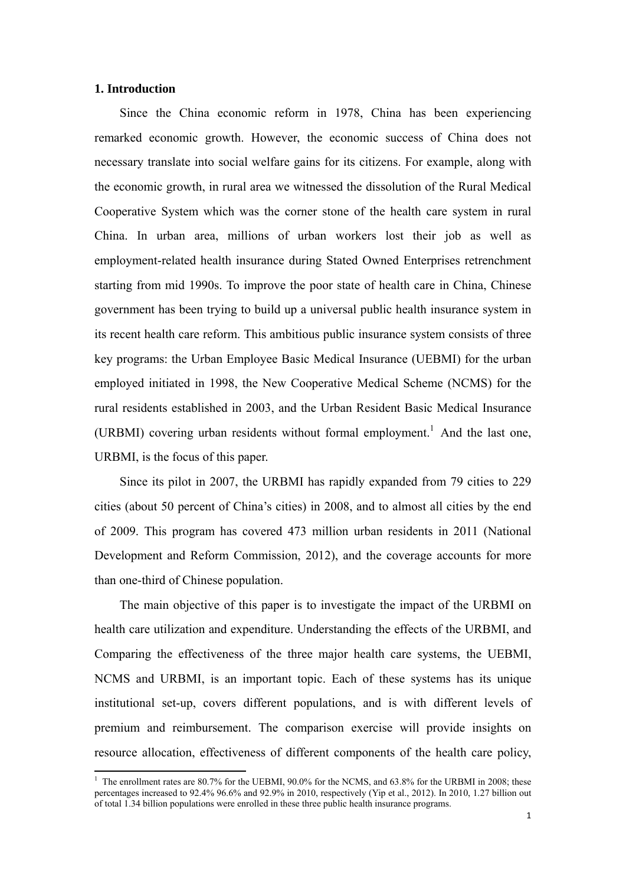## 1. Introduction

Since the China economic reform in 1978, China has been experiencing remarked economic growth. However, the economic success of China does not necessary translate into social welfare gains for its citizens. For example, along with the economic growth, in rural area we witnessed the dissolution of the Rural Medical Cooperative System which was the corner stone of the health care system in rural China. In urban area, millions of urban workers lost their job as well as employment-related health insurance during Stated Owned Enterprises retrenchment starting from mid 1990s. To improve the poor state of health care in China, Chinese government has been trying to build up a universal public health insurance system in its recent health care reform. This ambitious public insurance system consists of three key programs: the Urban Employee Basic Medical Insurance (UEBMI) for the urban employed initiated in 1998, the New Cooperative Medical Scheme (NCMS) for the rural residents established in 2003, and the Urban Resident Basic Medical Insurance (URBMI) covering urban residents without formal employment.[1] And the last one, URBMI, is the focus of this paper.

Since its pilot in 2007, the URBMI has rapidly expanded from 79 cities to 229 cities (about 50 percent of China's cities) in 2008, and to almost all cities by the end of 2009. This program has covered 473 million urban residents in 2011 (National Development and Reform Commission, 2012), and the coverage accounts for more than one-third of Chinese population.

The main objective of this paper is to investigate the impact of the URBMI on health care utilization and expenditure. Understanding the effects of the URBMI, and Comparing the effectiveness of the three major health care systems, the UEBMI, NCMS and URBMI, is an important topic. Each of these systems has its unique institutional set-up, covers different populations, and is with different levels of premium and reimbursement. The comparison exercise will provide insights on resource allocation, effectiveness of different components of the health care policy,

---

[1] The enrollment rates are 80.7% for the UEBMI, 90.0% for the NCMS, and 63.8% for the URBMI in 2008; these percentages increased to 92.4% 96.6% and 92.9% in 2010, respectively (Yip et al., 2012). In 2010, 1.27 billion out of total 1.34 billion populations were enrolled in these three public health insurance programs.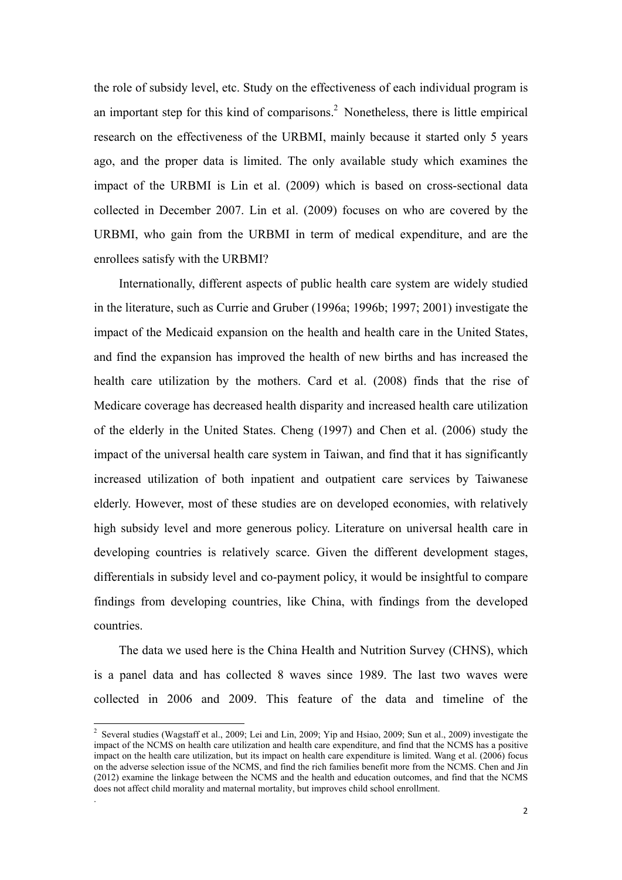the role of subsidy level, etc. Study on the effectiveness of each individual program is an important step for this kind of comparisons.[2] Nonetheless, there is little empirical research on the effectiveness of the URBMI, mainly because it started only 5 years ago, and the proper data is limited. The only available study which examines the impact of the URBMI is Lin et al. (2009) which is based on cross-sectional data collected in December 2007. Lin et al. (2009) focuses on who are covered by the URBMI, who gain from the URBMI in term of medical expenditure, and are the enrollees satisfy with the URBMI?

Internationally, different aspects of public health care system are widely studied in the literature, such as Currie and Gruber (1996a; 1996b; 1997; 2001) investigate the impact of the Medicaid expansion on the health and health care in the United States, and find the expansion has improved the health of new births and has increased the health care utilization by the mothers. Card et al. (2008) finds that the rise of Medicare coverage has decreased health disparity and increased health care utilization of the elderly in the United States. Cheng (1997) and Chen et al. (2006) study the impact of the universal health care system in Taiwan, and find that it has significantly increased utilization of both inpatient and outpatient care services by Taiwanese elderly. However, most of these studies are on developed economies, with relatively high subsidy level and more generous policy. Literature on universal health care in developing countries is relatively scarce. Given the different development stages, differentials in subsidy level and co-payment policy, it would be insightful to compare findings from developing countries, like China, with findings from the developed countries.

The data we used here is the China Health and Nutrition Survey (CHNS), which is a panel data and has collected 8 waves since 1989. The last two waves were collected in 2006 and 2009. This feature of the data and timeline of the

[2] Several studies (Wagstaff et al., 2009; Lei and Lin, 2009; Yip and Hsiao, 2009; Sun et al., 2009) investigate the impact of the NCMS on health care utilization and health care expenditure, and find that the NCMS has a positive impact on the health care utilization, but its impact on health care expenditure is limited. Wang et al. (2006) focus on the adverse selection issue of the NCMS, and find the rich families benefit more from the NCMS. Chen and Jin (2012) examine the linkage between the NCMS and the health and education outcomes, and find that the NCMS does not affect child morality and maternal mortality, but improves child school enrollment.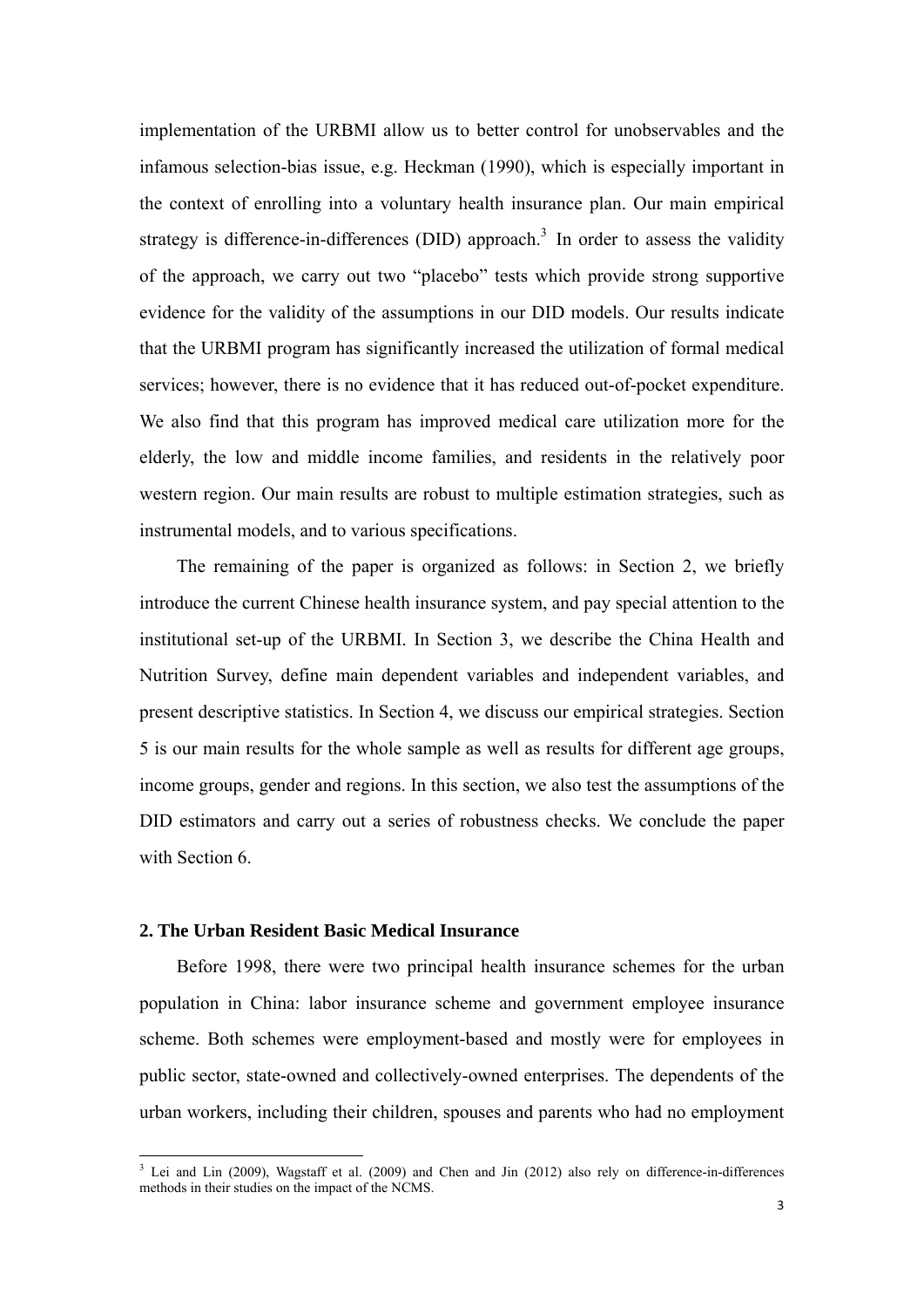implementation of the URBMI allow us to better control for unobservables and the infamous selection-bias issue, e.g. Heckman (1990), which is especially important in the context of enrolling into a voluntary health insurance plan. Our main empirical strategy is difference-in-differences (DID) approach.[3] In order to assess the validity of the approach, we carry out two "placebo" tests which provide strong supportive evidence for the validity of the assumptions in our DID models. Our results indicate that the URBMI program has significantly increased the utilization of formal medical services; however, there is no evidence that it has reduced out-of-pocket expenditure. We also find that this program has improved medical care utilization more for the elderly, the low and middle income families, and residents in the relatively poor western region. Our main results are robust to multiple estimation strategies, such as instrumental models, and to various specifications.

The remaining of the paper is organized as follows: in Section 2, we briefly introduce the current Chinese health insurance system, and pay special attention to the institutional set-up of the URBMI. In Section 3, we describe the China Health and Nutrition Survey, define main dependent variables and independent variables, and present descriptive statistics. In Section 4, we discuss our empirical strategies. Section 5 is our main results for the whole sample as well as results for different age groups, income groups, gender and regions. In this section, we also test the assumptions of the DID estimators and carry out a series of robustness checks. We conclude the paper with Section 6.

## 2. The Urban Resident Basic Medical Insurance

Before 1998, there were two principal health insurance schemes for the urban population in China: labor insurance scheme and government employee insurance scheme. Both schemes were employment-based and mostly were for employees in public sector, state-owned and collectively-owned enterprises. The dependents of the urban workers, including their children, spouses and parents who had no employment

[3] Lei and Lin (2009), Wagstaff et al. (2009) and Chen and Jin (2012) also rely on difference-in-differences methods in their studies on the impact of the NCMS.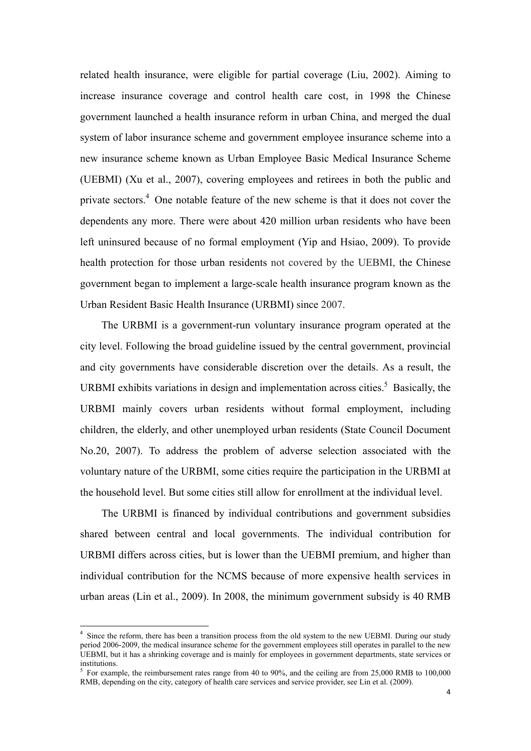related health insurance, were eligible for partial coverage (Liu, 2002). Aiming to increase insurance coverage and control health care cost, in 1998 the Chinese government launched a health insurance reform in urban China, and merged the dual system of labor insurance scheme and government employee insurance scheme into a new insurance scheme known as Urban Employee Basic Medical Insurance Scheme (UEBMI) (Xu et al., 2007), covering employees and retirees in both the public and private sectors.[4] One notable feature of the new scheme is that it does not cover the dependents any more. There were about 420 million urban residents who have been left uninsured because of no formal employment (Yip and Hsiao, 2009). To provide health protection for those urban residents not covered by the UEBMI, the Chinese government began to implement a large-scale health insurance program known as the Urban Resident Basic Health Insurance (URBMI) since 2007.

The URBMI is a government-run voluntary insurance program operated at the city level. Following the broad guideline issued by the central government, provincial and city governments have considerable discretion over the details. As a result, the URBMI exhibits variations in design and implementation across cities.[5] Basically, the URBMI mainly covers urban residents without formal employment, including children, the elderly, and other unemployed urban residents (State Council Document No.20, 2007). To address the problem of adverse selection associated with the voluntary nature of the URBMI, some cities require the participation in the URBMI at the household level. But some cities still allow for enrollment at the individual level.

The URBMI is financed by individual contributions and government subsidies shared between central and local governments. The individual contribution for URBMI differs across cities, but is lower than the UEBMI premium, and higher than individual contribution for the NCMS because of more expensive health services in urban areas (Lin et al., 2009). In 2008, the minimum government subsidy is 40 RMB

[4] Since the reform, there has been a transition process from the old system to the new UEBMI. During our study period 2006-2009, the medical insurance scheme for the government employees still operates in parallel to the new UEBMI, but it has a shrinking coverage and is mainly for employees in government departments, state services or institutions.

[5] For example, the reimbursement rates range from 40 to 90%, and the ceiling are from 25,000 RMB to 100,000 RMB, depending on the city, category of health care services and service provider, see Lin et al. (2009).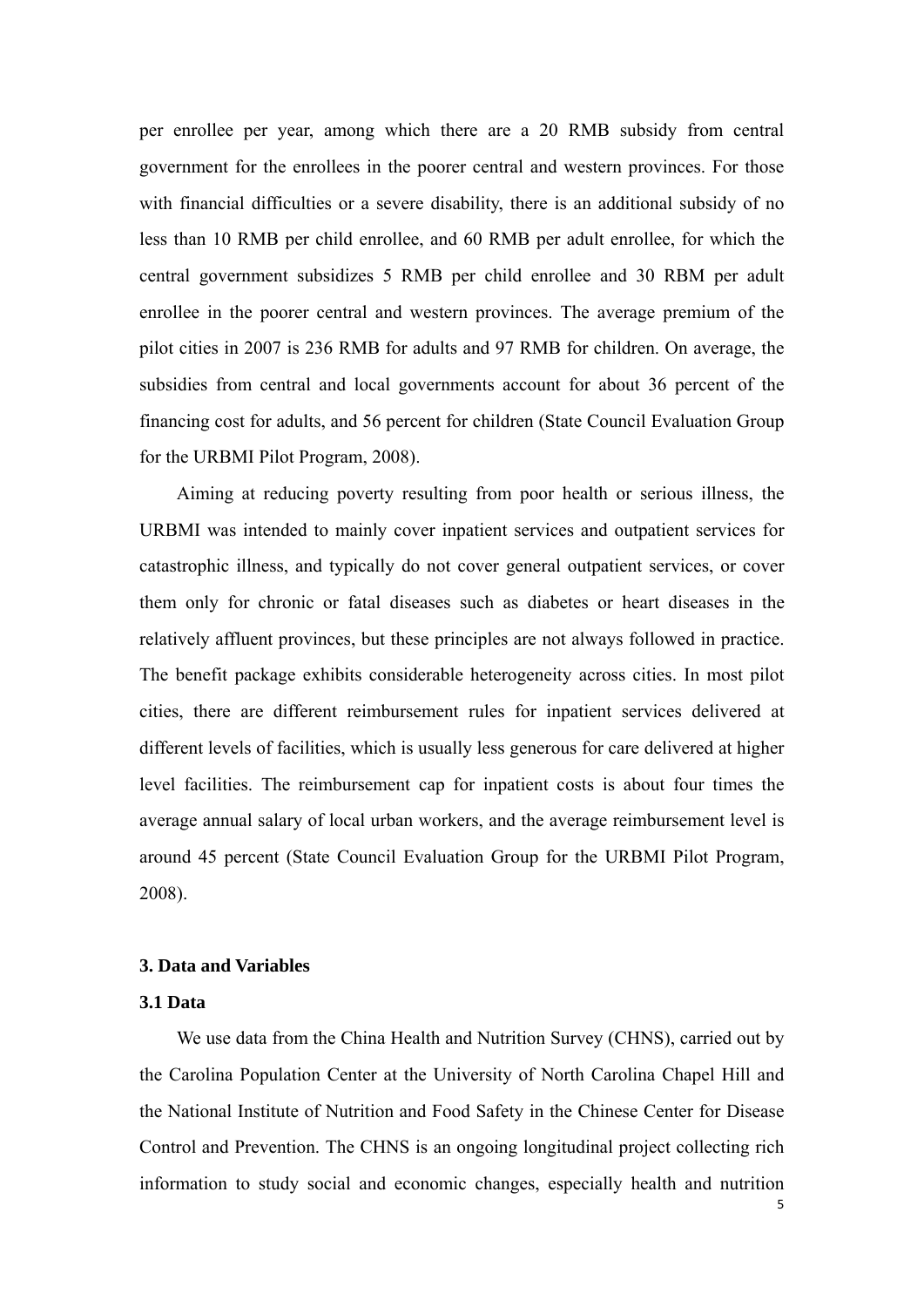per enrollee per year, among which there are a 20 RMB subsidy from central government for the enrollees in the poorer central and western provinces. For those with financial difficulties or a severe disability, there is an additional subsidy of no less than 10 RMB per child enrollee, and 60 RMB per adult enrollee, for which the central government subsidizes 5 RMB per child enrollee and 30 RBM per adult enrollee in the poorer central and western provinces. The average premium of the pilot cities in 2007 is 236 RMB for adults and 97 RMB for children. On average, the subsidies from central and local governments account for about 36 percent of the financing cost for adults, and 56 percent for children (State Council Evaluation Group for the URBMI Pilot Program, 2008).

Aiming at reducing poverty resulting from poor health or serious illness, the URBMI was intended to mainly cover inpatient services and outpatient services for catastrophic illness, and typically do not cover general outpatient services, or cover them only for chronic or fatal diseases such as diabetes or heart diseases in the relatively affluent provinces, but these principles are not always followed in practice. The benefit package exhibits considerable heterogeneity across cities. In most pilot cities, there are different reimbursement rules for inpatient services delivered at different levels of facilities, which is usually less generous for care delivered at higher level facilities. The reimbursement cap for inpatient costs is about four times the average annual salary of local urban workers, and the average reimbursement level is around 45 percent (State Council Evaluation Group for the URBMI Pilot Program, 2008).

## 3. Data and Variables

### 3.1 Data

We use data from the China Health and Nutrition Survey (CHNS), carried out by the Carolina Population Center at the University of North Carolina Chapel Hill and the National Institute of Nutrition and Food Safety in the Chinese Center for Disease Control and Prevention. The CHNS is an ongoing longitudinal project collecting rich information to study social and economic changes, especially health and nutrition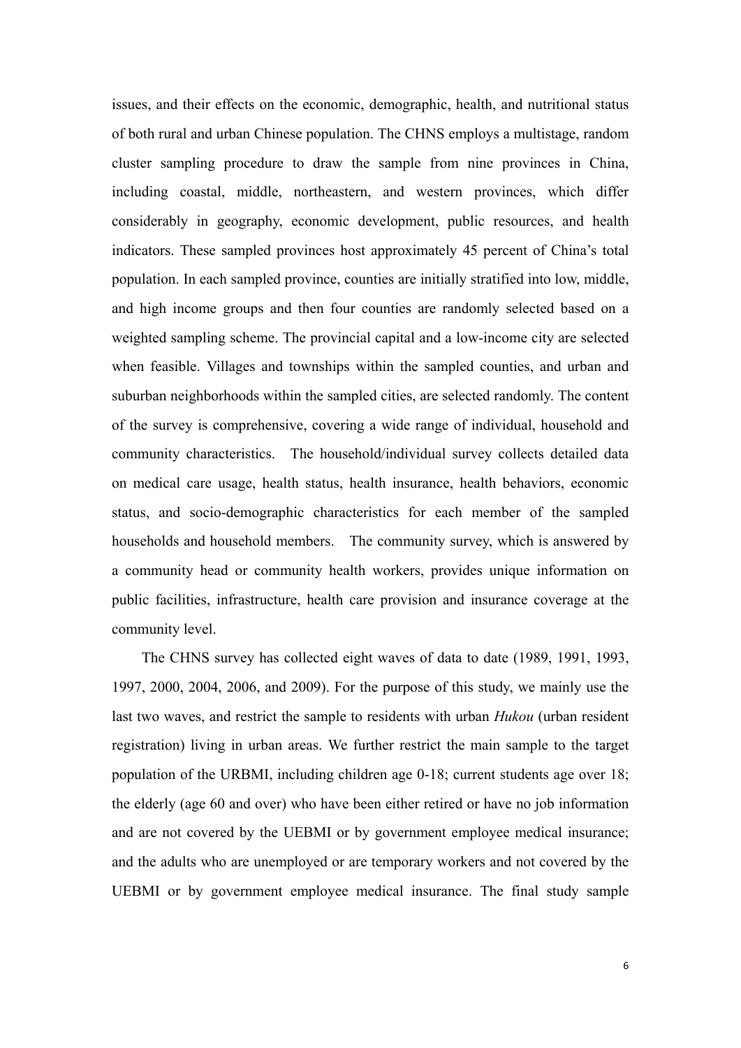issues, and their effects on the economic, demographic, health, and nutritional status of both rural and urban Chinese population. The CHNS employs a multistage, random cluster sampling procedure to draw the sample from nine provinces in China, including coastal, middle, northeastern, and western provinces, which differ considerably in geography, economic development, public resources, and health indicators. These sampled provinces host approximately 45 percent of China's total population. In each sampled province, counties are initially stratified into low, middle, and high income groups and then four counties are randomly selected based on a weighted sampling scheme. The provincial capital and a low-income city are selected when feasible. Villages and townships within the sampled counties, and urban and suburban neighborhoods within the sampled cities, are selected randomly. The content of the survey is comprehensive, covering a wide range of individual, household and community characteristics. The household/individual survey collects detailed data on medical care usage, health status, health insurance, health behaviors, economic status, and socio-demographic characteristics for each member of the sampled households and household members. The community survey, which is answered by a community head or community health workers, provides unique information on public facilities, infrastructure, health care provision and insurance coverage at the community level.

The CHNS survey has collected eight waves of data to date (1989, 1991, 1993, 1997, 2000, 2004, 2006, and 2009). For the purpose of this study, we mainly use the last two waves, and restrict the sample to residents with urban *Hukou* (urban resident registration) living in urban areas. We further restrict the main sample to the target population of the URBMI, including children age 0-18; current students age over 18; the elderly (age 60 and over) who have been either retired or have no job information and are not covered by the UEBMI or by government employee medical insurance; and the adults who are unemployed or are temporary workers and not covered by the UEBMI or by government employee medical insurance. The final study sample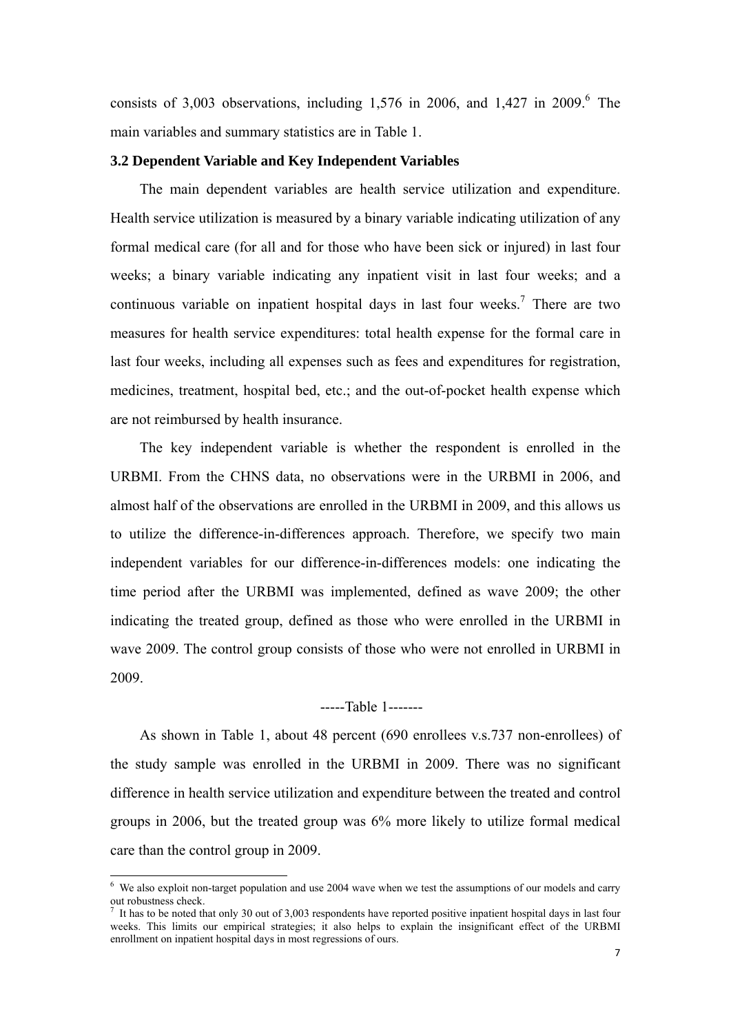consists of 3,003 observations, including 1,576 in 2006, and 1,427 in 2009.[6] The main variables and summary statistics are in Table 1.

### 3.2 Dependent Variable and Key Independent Variables

The main dependent variables are health service utilization and expenditure. Health service utilization is measured by a binary variable indicating utilization of any formal medical care (for all and for those who have been sick or injured) in last four weeks; a binary variable indicating any inpatient visit in last four weeks; and a continuous variable on inpatient hospital days in last four weeks.[7] There are two measures for health service expenditures: total health expense for the formal care in last four weeks, including all expenses such as fees and expenditures for registration, medicines, treatment, hospital bed, etc.; and the out-of-pocket health expense which are not reimbursed by health insurance.

The key independent variable is whether the respondent is enrolled in the URBMI. From the CHNS data, no observations were in the URBMI in 2006, and almost half of the observations are enrolled in the URBMI in 2009, and this allows us to utilize the difference-in-differences approach. Therefore, we specify two main independent variables for our difference-in-differences models: one indicating the time period after the URBMI was implemented, defined as wave 2009; the other indicating the treated group, defined as those who were enrolled in the URBMI in wave 2009. The control group consists of those who were not enrolled in URBMI in 2009.

-----Table 1-------

As shown in Table 1, about 48 percent (690 enrollees v.s.737 non-enrollees) of the study sample was enrolled in the URBMI in 2009. There was no significant difference in health service utilization and expenditure between the treated and control groups in 2006, but the treated group was 6% more likely to utilize formal medical care than the control group in 2009.

[6] We also exploit non-target population and use 2004 wave when we test the assumptions of our models and carry out robustness check.

[7] It has to be noted that only 30 out of 3,003 respondents have reported positive inpatient hospital days in last four weeks. This limits our empirical strategies; it also helps to explain the insignificant effect of the URBMI enrollment on inpatient hospital days in most regressions of ours.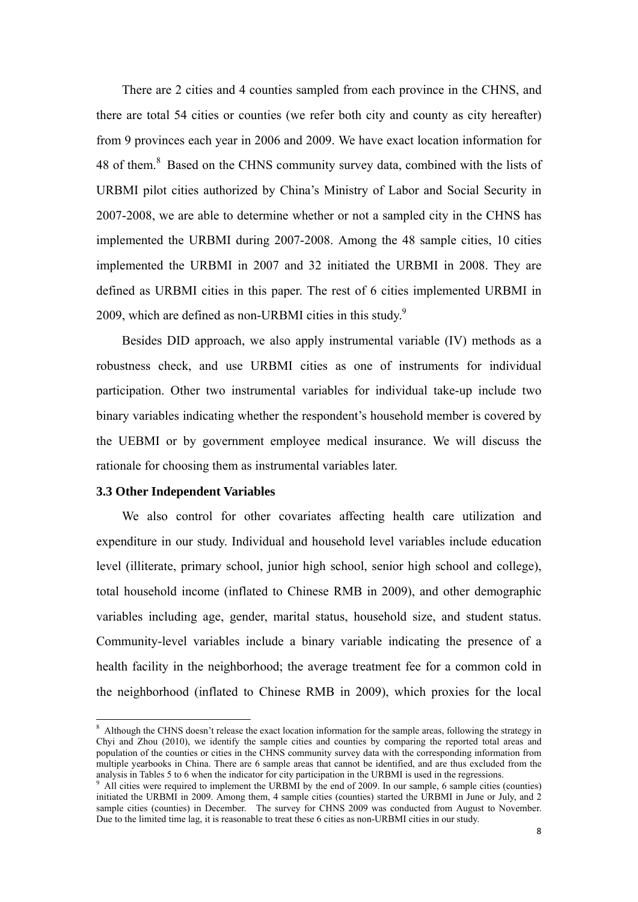There are 2 cities and 4 counties sampled from each province in the CHNS, and there are total 54 cities or counties (we refer both city and county as city hereafter) from 9 provinces each year in 2006 and 2009. We have exact location information for 48 of them.[8] Based on the CHNS community survey data, combined with the lists of URBMI pilot cities authorized by China's Ministry of Labor and Social Security in 2007-2008, we are able to determine whether or not a sampled city in the CHNS has implemented the URBMI during 2007-2008. Among the 48 sample cities, 10 cities implemented the URBMI in 2007 and 32 initiated the URBMI in 2008. They are defined as URBMI cities in this paper. The rest of 6 cities implemented URBMI in 2009, which are defined as non-URBMI cities in this study.[9]

Besides DID approach, we also apply instrumental variable (IV) methods as a robustness check, and use URBMI cities as one of instruments for individual participation. Other two instrumental variables for individual take-up include two binary variables indicating whether the respondent's household member is covered by the UEBMI or by government employee medical insurance. We will discuss the rationale for choosing them as instrumental variables later.

### 3.3 Other Independent Variables

We also control for other covariates affecting health care utilization and expenditure in our study. Individual and household level variables include education level (illiterate, primary school, junior high school, senior high school and college), total household income (inflated to Chinese RMB in 2009), and other demographic variables including age, gender, marital status, household size, and student status. Community-level variables include a binary variable indicating the presence of a health facility in the neighborhood; the average treatment fee for a common cold in the neighborhood (inflated to Chinese RMB in 2009), which proxies for the local

---

[8] Although the CHNS doesn't release the exact location information for the sample areas, following the strategy in Chyi and Zhou (2010), we identify the sample cities and counties by comparing the reported total areas and population of the counties or cities in the CHNS community survey data with the corresponding information from multiple yearbooks in China. There are 6 sample areas that cannot be identified, and are thus excluded from the analysis in Tables 5 to 6 when the indicator for city participation in the URBMI is used in the regressions.

[9] All cities were required to implement the URBMI by the end of 2009. In our sample, 6 sample cities (counties) initiated the URBMI in 2009. Among them, 4 sample cities (counties) started the URBMI in June or July, and 2 sample cities (counties) in December. The survey for CHNS 2009 was conducted from August to November. Due to the limited time lag, it is reasonable to treat these 6 cities as non-URBMI cities in our study.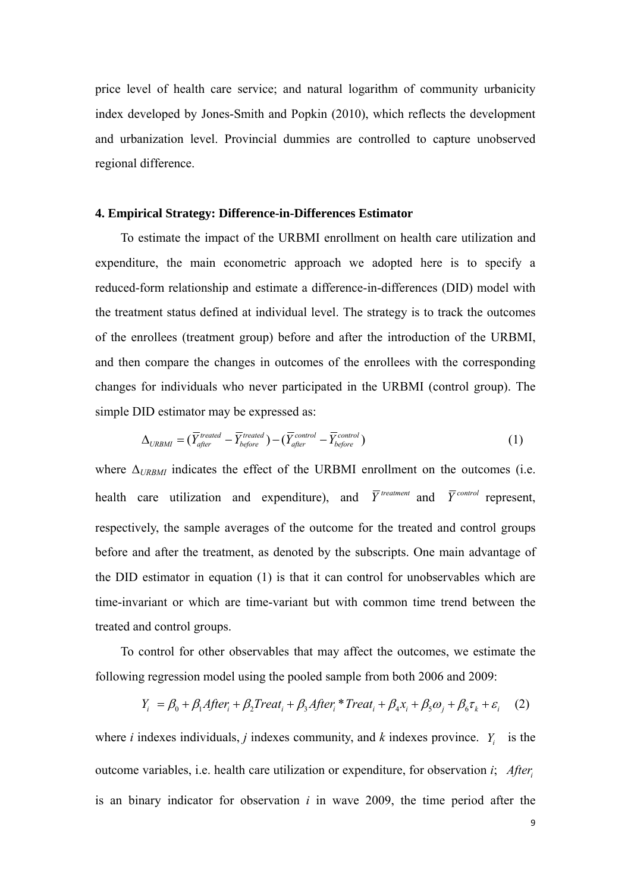price level of health care service; and natural logarithm of community urbanicity index developed by Jones-Smith and Popkin (2010), which reflects the development and urbanization level. Provincial dummies are controlled to capture unobserved regional difference.

## 4. Empirical Strategy: Difference-in-Differences Estimator

To estimate the impact of the URBMI enrollment on health care utilization and expenditure, the main econometric approach we adopted here is to specify a reduced-form relationship and estimate a difference-in-differences (DID) model with the treatment status defined at individual level. The strategy is to track the outcomes of the enrollees (treatment group) before and after the introduction of the URBMI, and then compare the changes in outcomes of the enrollees with the corresponding changes for individuals who never participated in the URBMI (control group). The simple DID estimator may be expressed as:

$$\Delta_{URBMI} = (\overline{Y}_{after}^{treated} - \overline{Y}_{before}^{treated}) - (\overline{Y}_{after}^{control} - \overline{Y}_{before}^{control}) \quad (1)$$

where $\Delta_{URBMI}$ indicates the effect of the URBMI enrollment on the outcomes (i.e. health care utilization and expenditure), and $\overline{Y}^{treatment}$ and $\overline{Y}^{control}$ represent, respectively, the sample averages of the outcome for the treated and control groups before and after the treatment, as denoted by the subscripts. One main advantage of the DID estimator in equation (1) is that it can control for unobservables which are time-invariant or which are time-variant but with common time trend between the treated and control groups.

To control for other observables that may affect the outcomes, we estimate the following regression model using the pooled sample from both 2006 and 2009:

$$Y_i = \beta_0 + \beta_1 After_i + \beta_2 Treat_i + \beta_3 After_i * Treat_i + \beta_4 x_i + \beta_5 \omega_j + \beta_6 \tau_k + \varepsilon_i \quad (2)$$

where *i* indexes individuals, *j* indexes community, and *k* indexes province. $Y_i$ is the outcome variables, i.e. health care utilization or expenditure, for observation *i*; $After_i$ is an binary indicator for observation *i* in wave 2009, the time period after the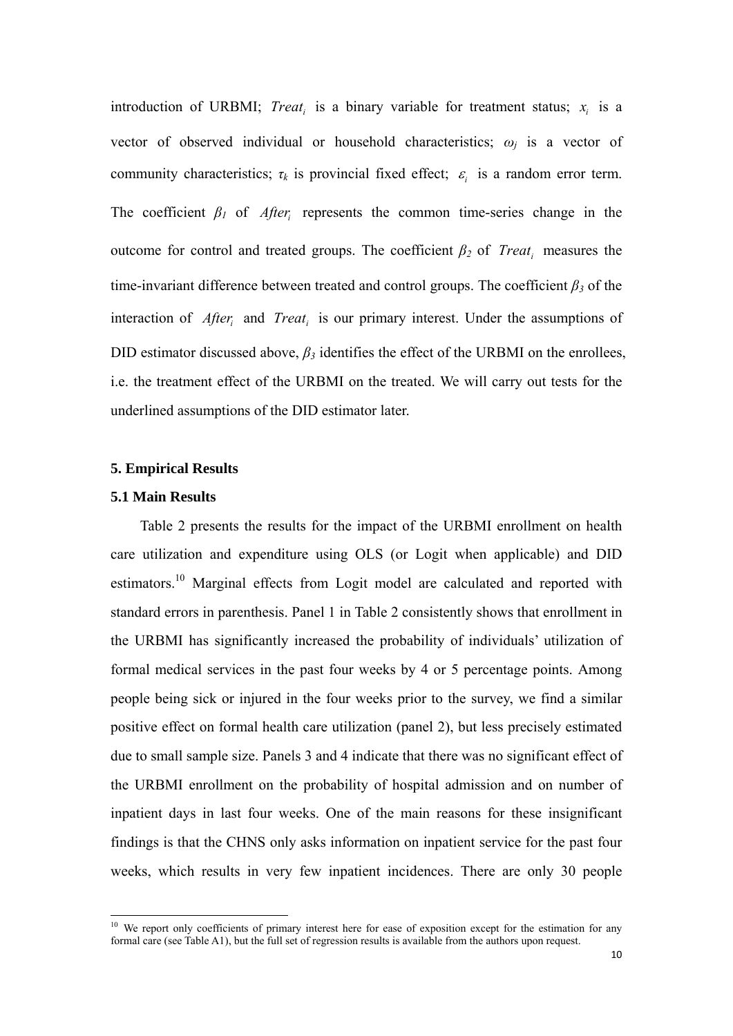introduction of URBMI; $Treat_i$ is a binary variable for treatment status; $x_i$ is a vector of observed individual or household characteristics; $\omega_j$ is a vector of community characteristics; $\tau_k$ is provincial fixed effect; $\varepsilon_i$ is a random error term. The coefficient $\beta_1$ of $After_i$ represents the common time-series change in the outcome for control and treated groups. The coefficient $\beta_2$ of $Treat_i$ measures the time-invariant difference between treated and control groups. The coefficient $\beta_3$ of the interaction of $After_i$ and $Treat_i$ is our primary interest. Under the assumptions of DID estimator discussed above, $\beta_3$ identifies the effect of the URBMI on the enrollees, i.e. the treatment effect of the URBMI on the treated. We will carry out tests for the underlined assumptions of the DID estimator later.

## 5. Empirical Results

### 5.1 Main Results

Table 2 presents the results for the impact of the URBMI enrollment on health care utilization and expenditure using OLS (or Logit when applicable) and DID estimators.[10] Marginal effects from Logit model are calculated and reported with standard errors in parenthesis. Panel 1 in Table 2 consistently shows that enrollment in the URBMI has significantly increased the probability of individuals' utilization of formal medical services in the past four weeks by 4 or 5 percentage points. Among people being sick or injured in the four weeks prior to the survey, we find a similar positive effect on formal health care utilization (panel 2), but less precisely estimated due to small sample size. Panels 3 and 4 indicate that there was no significant effect of the URBMI enrollment on the probability of hospital admission and on number of inpatient days in last four weeks. One of the main reasons for these insignificant findings is that the CHNS only asks information on inpatient service for the past four weeks, which results in very few inpatient incidences. There are only 30 people

[10] We report only coefficients of primary interest here for ease of exposition except for the estimation for any formal care (see Table A1), but the full set of regression results is available from the authors upon request.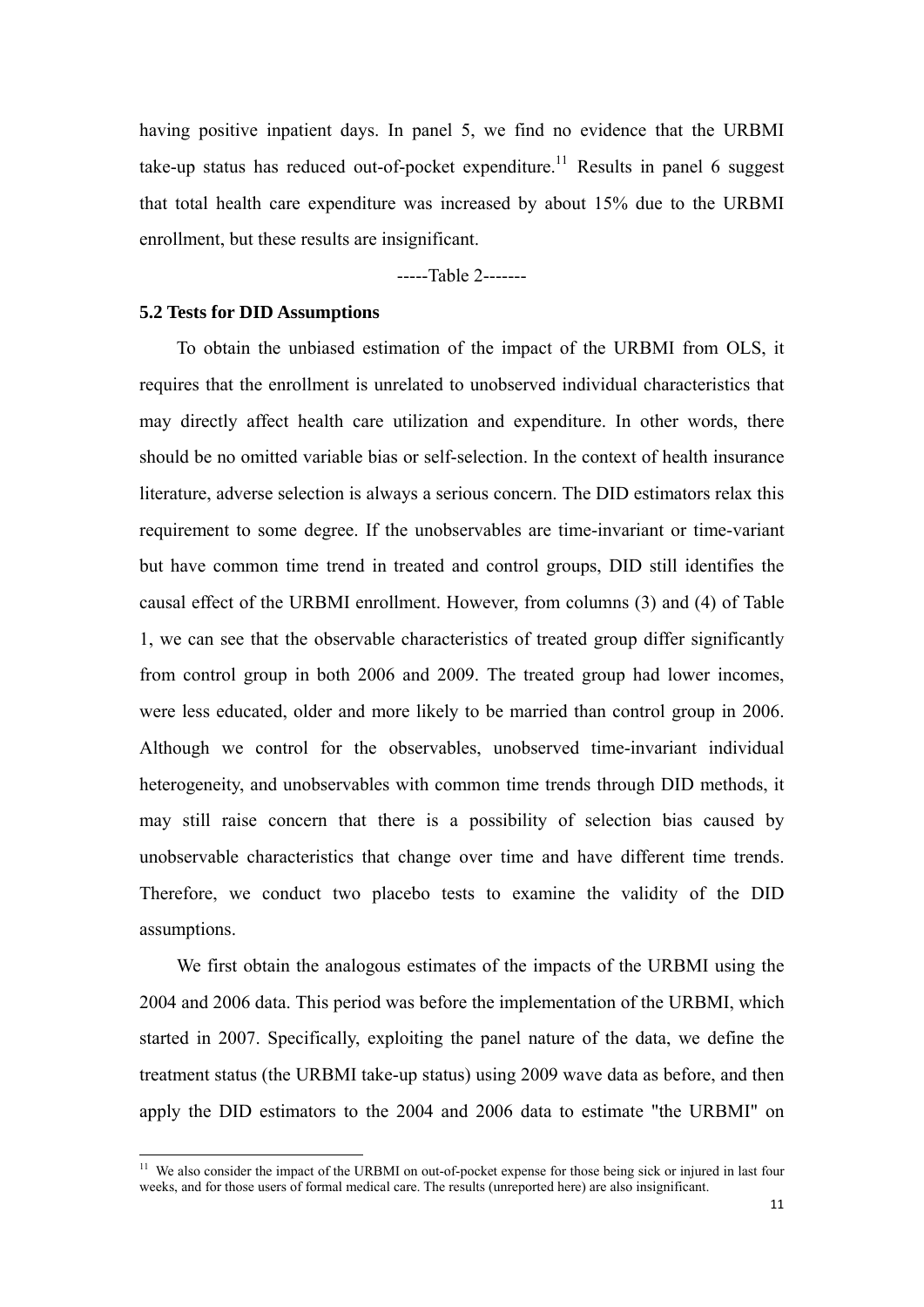having positive inpatient days. In panel 5, we find no evidence that the URBMI take-up status has reduced out-of-pocket expenditure.[11] Results in panel 6 suggest that total health care expenditure was increased by about 15% due to the URBMI enrollment, but these results are insignificant.

-----Table 2-------

### 5.2 Tests for DID Assumptions

To obtain the unbiased estimation of the impact of the URBMI from OLS, it requires that the enrollment is unrelated to unobserved individual characteristics that may directly affect health care utilization and expenditure. In other words, there should be no omitted variable bias or self-selection. In the context of health insurance literature, adverse selection is always a serious concern. The DID estimators relax this requirement to some degree. If the unobservables are time-invariant or time-variant but have common time trend in treated and control groups, DID still identifies the causal effect of the URBMI enrollment. However, from columns (3) and (4) of Table 1, we can see that the observable characteristics of treated group differ significantly from control group in both 2006 and 2009. The treated group had lower incomes, were less educated, older and more likely to be married than control group in 2006. Although we control for the observables, unobserved time-invariant individual heterogeneity, and unobservables with common time trends through DID methods, it may still raise concern that there is a possibility of selection bias caused by unobservable characteristics that change over time and have different time trends. Therefore, we conduct two placebo tests to examine the validity of the DID assumptions.

We first obtain the analogous estimates of the impacts of the URBMI using the 2004 and 2006 data. This period was before the implementation of the URBMI, which started in 2007. Specifically, exploiting the panel nature of the data, we define the treatment status (the URBMI take-up status) using 2009 wave data as before, and then apply the DID estimators to the 2004 and 2006 data to estimate "the URBMI" on

[11] We also consider the impact of the URBMI on out-of-pocket expense for those being sick or injured in last four weeks, and for those users of formal medical care. The results (unreported here) are also insignificant.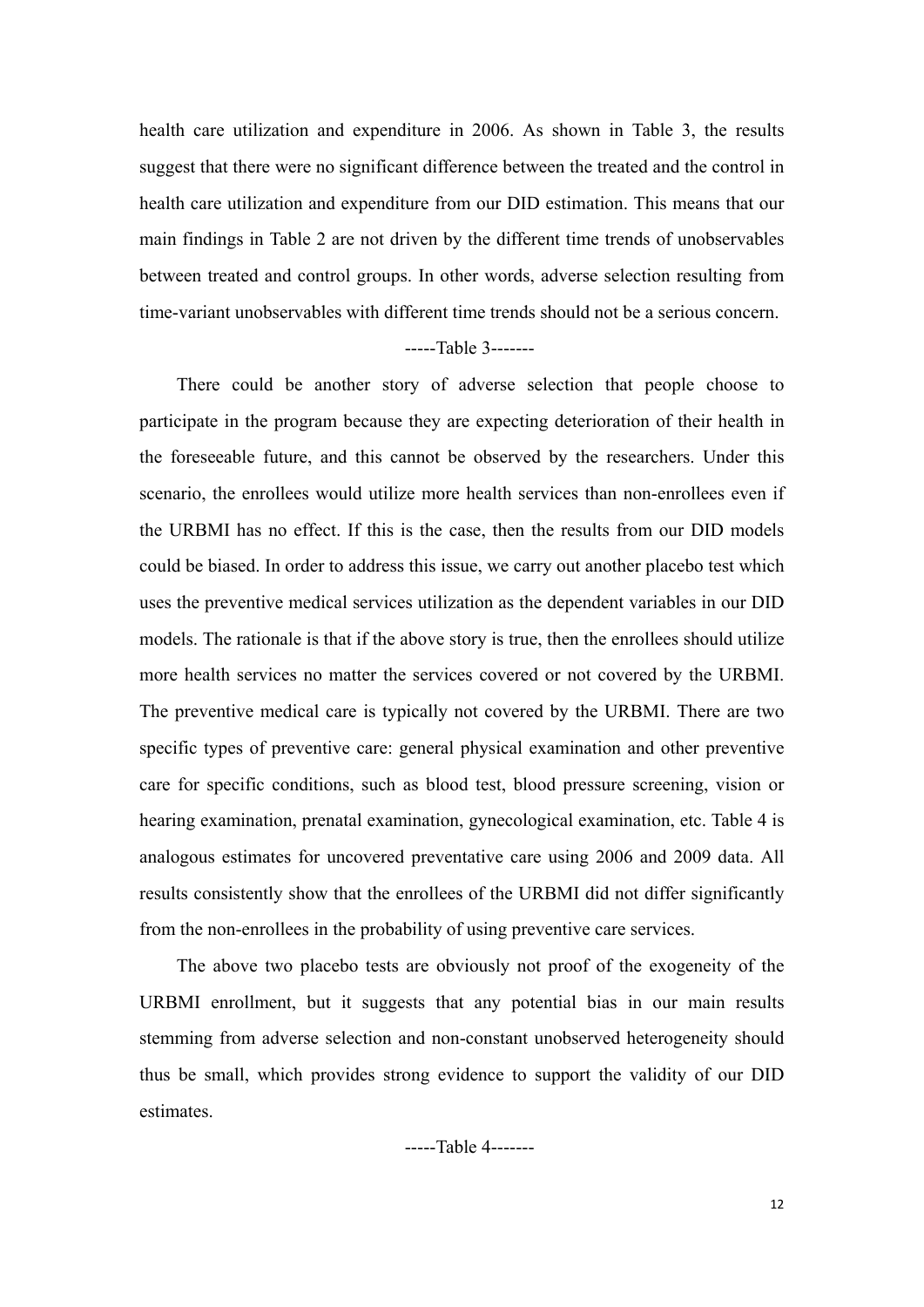health care utilization and expenditure in 2006. As shown in Table 3, the results suggest that there were no significant difference between the treated and the control in health care utilization and expenditure from our DID estimation. This means that our main findings in Table 2 are not driven by the different time trends of unobservables between treated and control groups. In other words, adverse selection resulting from time-variant unobservables with different time trends should not be a serious concern.

-----Table 3-------

There could be another story of adverse selection that people choose to participate in the program because they are expecting deterioration of their health in the foreseeable future, and this cannot be observed by the researchers. Under this scenario, the enrollees would utilize more health services than non-enrollees even if the URBMI has no effect. If this is the case, then the results from our DID models could be biased. In order to address this issue, we carry out another placebo test which uses the preventive medical services utilization as the dependent variables in our DID models. The rationale is that if the above story is true, then the enrollees should utilize more health services no matter the services covered or not covered by the URBMI. The preventive medical care is typically not covered by the URBMI. There are two specific types of preventive care: general physical examination and other preventive care for specific conditions, such as blood test, blood pressure screening, vision or hearing examination, prenatal examination, gynecological examination, etc. Table 4 is analogous estimates for uncovered preventative care using 2006 and 2009 data. All results consistently show that the enrollees of the URBMI did not differ significantly from the non-enrollees in the probability of using preventive care services.

The above two placebo tests are obviously not proof of the exogeneity of the URBMI enrollment, but it suggests that any potential bias in our main results stemming from adverse selection and non-constant unobserved heterogeneity should thus be small, which provides strong evidence to support the validity of our DID estimates.

-----Table 4-------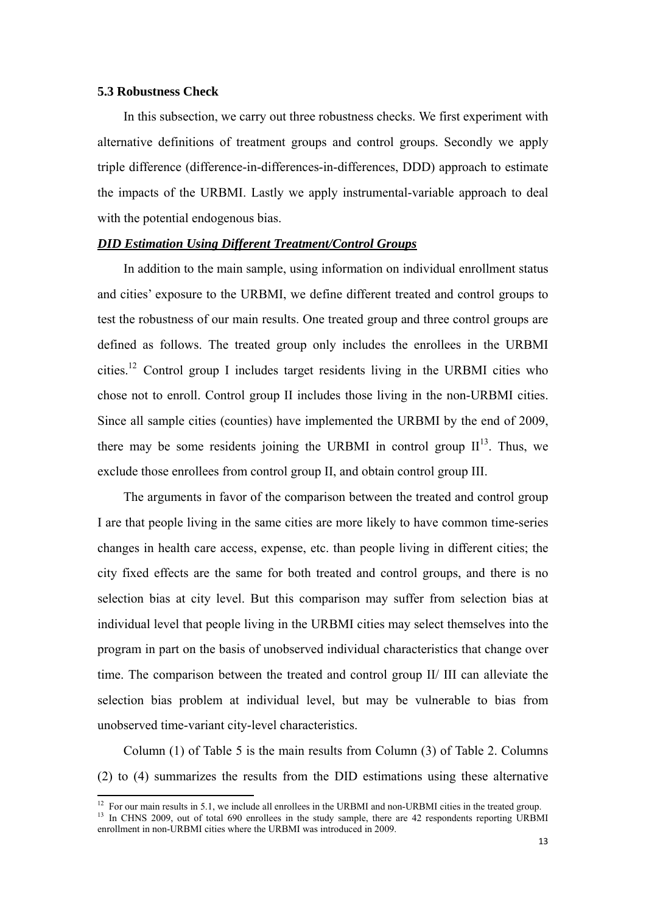### 5.3 Robustness Check

In this subsection, we carry out three robustness checks. We first experiment with alternative definitions of treatment groups and control groups. Secondly we apply triple difference (difference-in-differences-in-differences, DDD) approach to estimate the impacts of the URBMI. Lastly we apply instrumental-variable approach to deal with the potential endogenous bias.

***DID Estimation Using Different Treatment/Control Groups***

In addition to the main sample, using information on individual enrollment status and cities' exposure to the URBMI, we define different treated and control groups to test the robustness of our main results. One treated group and three control groups are defined as follows. The treated group only includes the enrollees in the URBMI cities.[12] Control group I includes target residents living in the URBMI cities who chose not to enroll. Control group II includes those living in the non-URBMI cities. Since all sample cities (counties) have implemented the URBMI by the end of 2009, there may be some residents joining the URBMI in control group II[13]. Thus, we exclude those enrollees from control group II, and obtain control group III.

The arguments in favor of the comparison between the treated and control group I are that people living in the same cities are more likely to have common time-series changes in health care access, expense, etc. than people living in different cities; the city fixed effects are the same for both treated and control groups, and there is no selection bias at city level. But this comparison may suffer from selection bias at individual level that people living in the URBMI cities may select themselves into the program in part on the basis of unobserved individual characteristics that change over time. The comparison between the treated and control group II/ III can alleviate the selection bias problem at individual level, but may be vulnerable to bias from unobserved time-variant city-level characteristics.

Column (1) of Table 5 is the main results from Column (3) of Table 2. Columns (2) to (4) summarizes the results from the DID estimations using these alternative

---

[12] For our main results in 5.1, we include all enrollees in the URBMI and non-URBMI cities in the treated group.

[13] In CHNS 2009, out of total 690 enrollees in the study sample, there are 42 respondents reporting URBMI enrollment in non-URBMI cities where the URBMI was introduced in 2009.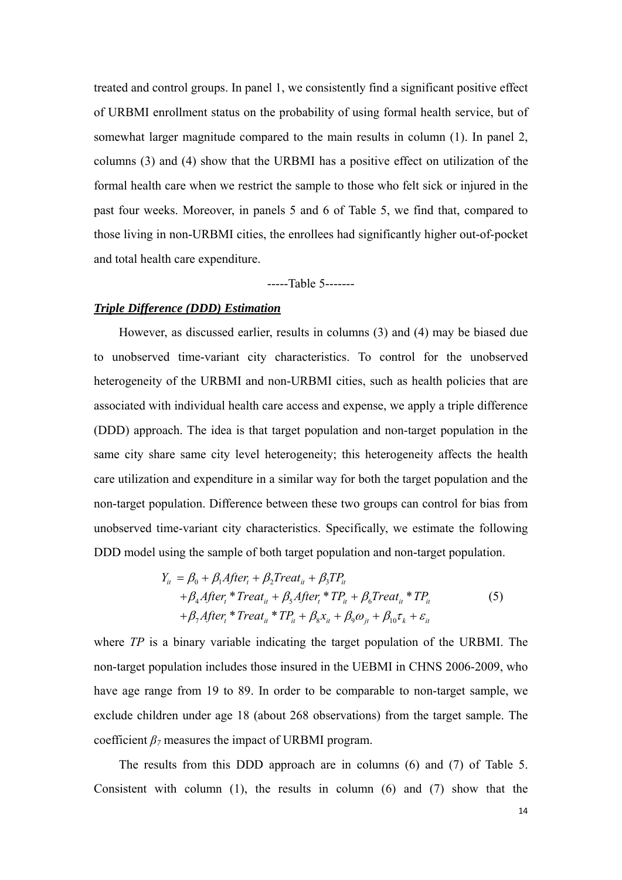treated and control groups. In panel 1, we consistently find a significant positive effect of URBMI enrollment status on the probability of using formal health service, but of somewhat larger magnitude compared to the main results in column (1). In panel 2, columns (3) and (4) show that the URBMI has a positive effect on utilization of the formal health care when we restrict the sample to those who felt sick or injured in the past four weeks. Moreover, in panels 5 and 6 of Table 5, we find that, compared to those living in non-URBMI cities, the enrollees had significantly higher out-of-pocket and total health care expenditure.

-----Table 5-------

***Triple Difference (DDD) Estimation***

However, as discussed earlier, results in columns (3) and (4) may be biased due to unobserved time-variant city characteristics. To control for the unobserved heterogeneity of the URBMI and non-URBMI cities, such as health policies that are associated with individual health care access and expense, we apply a triple difference (DDD) approach. The idea is that target population and non-target population in the same city share same city level heterogeneity; this heterogeneity affects the health care utilization and expenditure in a similar way for both the target population and the non-target population. Difference between these two groups can control for bias from unobserved time-variant city characteristics. Specifically, we estimate the following DDD model using the sample of both target population and non-target population.

$$
\begin{aligned}
Y_{it} &= \beta_0 + \beta_1 After_t + \beta_2 Treat_{it} + \beta_3 TP_{it} \\
&\quad + \beta_4 After_t * Treat_{it} + \beta_5 After_t * TP_{it} + \beta_6 Treat_{it} * TP_{it} \\
&\quad + \beta_7 After_t * Treat_{it} * TP_{it} + \beta_8 x_{it} + \beta_9 \omega_{jt} + \beta_{10} \tau_k + \varepsilon_{it}
\end{aligned} \tag{5}
$$

where *TP* is a binary variable indicating the target population of the URBMI. The non-target population includes those insured in the UEBMI in CHNS 2006-2009, who have age range from 19 to 89. In order to be comparable to non-target sample, we exclude children under age 18 (about 268 observations) from the target sample. The coefficient $\beta_7$ measures the impact of URBMI program.

The results from this DDD approach are in columns (6) and (7) of Table 5. Consistent with column (1), the results in column (6) and (7) show that the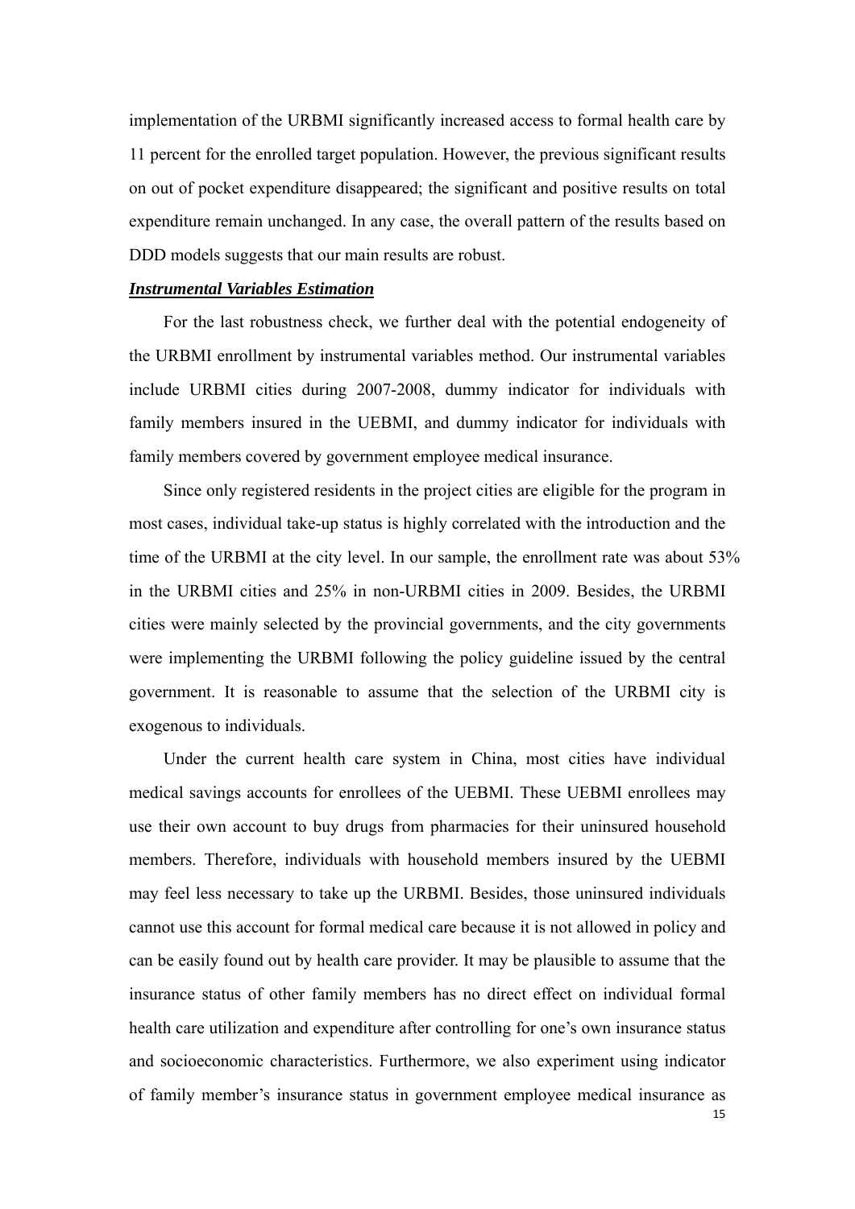implementation of the URBMI significantly increased access to formal health care by 11 percent for the enrolled target population. However, the previous significant results on out of pocket expenditure disappeared; the significant and positive results on total expenditure remain unchanged. In any case, the overall pattern of the results based on DDD models suggests that our main results are robust.

***Instrumental Variables Estimation***

For the last robustness check, we further deal with the potential endogeneity of the URBMI enrollment by instrumental variables method. Our instrumental variables include URBMI cities during 2007-2008, dummy indicator for individuals with family members insured in the UEBMI, and dummy indicator for individuals with family members covered by government employee medical insurance.

Since only registered residents in the project cities are eligible for the program in most cases, individual take-up status is highly correlated with the introduction and the time of the URBMI at the city level. In our sample, the enrollment rate was about 53% in the URBMI cities and 25% in non-URBMI cities in 2009. Besides, the URBMI cities were mainly selected by the provincial governments, and the city governments were implementing the URBMI following the policy guideline issued by the central government. It is reasonable to assume that the selection of the URBMI city is exogenous to individuals.

Under the current health care system in China, most cities have individual medical savings accounts for enrollees of the UEBMI. These UEBMI enrollees may use their own account to buy drugs from pharmacies for their uninsured household members. Therefore, individuals with household members insured by the UEBMI may feel less necessary to take up the URBMI. Besides, those uninsured individuals cannot use this account for formal medical care because it is not allowed in policy and can be easily found out by health care provider. It may be plausible to assume that the insurance status of other family members has no direct effect on individual formal health care utilization and expenditure after controlling for one's own insurance status and socioeconomic characteristics. Furthermore, we also experiment using indicator of family member's insurance status in government employee medical insurance as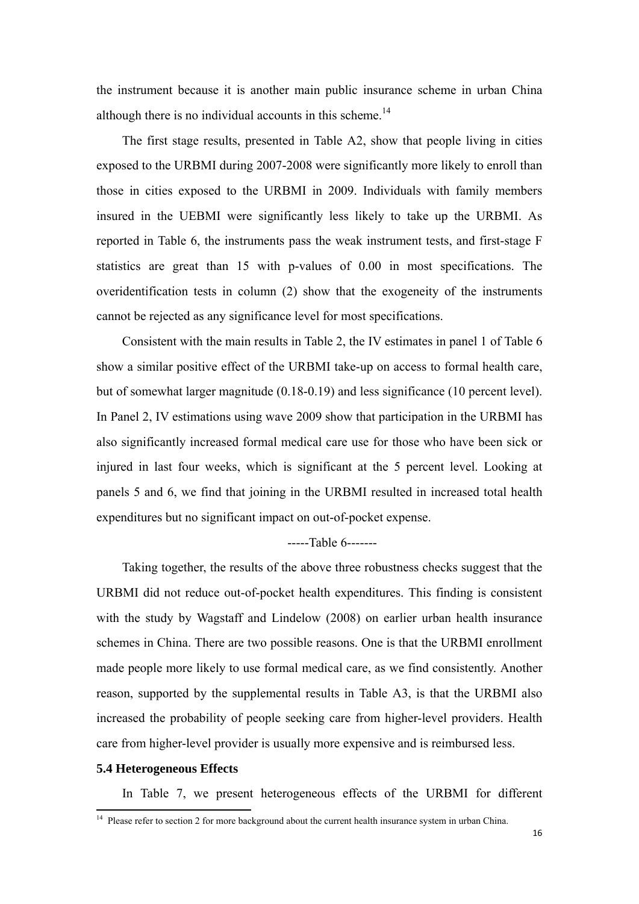the instrument because it is another main public insurance scheme in urban China although there is no individual accounts in this scheme.[14]

The first stage results, presented in Table A2, show that people living in cities exposed to the URBMI during 2007-2008 were significantly more likely to enroll than those in cities exposed to the URBMI in 2009. Individuals with family members insured in the UEBMI were significantly less likely to take up the URBMI. As reported in Table 6, the instruments pass the weak instrument tests, and first-stage F statistics are great than 15 with p-values of 0.00 in most specifications. The overidentification tests in column (2) show that the exogeneity of the instruments cannot be rejected as any significance level for most specifications.

Consistent with the main results in Table 2, the IV estimates in panel 1 of Table 6 show a similar positive effect of the URBMI take-up on access to formal health care, but of somewhat larger magnitude (0.18-0.19) and less significance (10 percent level). In Panel 2, IV estimations using wave 2009 show that participation in the URBMI has also significantly increased formal medical care use for those who have been sick or injured in last four weeks, which is significant at the 5 percent level. Looking at panels 5 and 6, we find that joining in the URBMI resulted in increased total health expenditures but no significant impact on out-of-pocket expense.

-----Table 6-------

Taking together, the results of the above three robustness checks suggest that the URBMI did not reduce out-of-pocket health expenditures. This finding is consistent with the study by Wagstaff and Lindelow (2008) on earlier urban health insurance schemes in China. There are two possible reasons. One is that the URBMI enrollment made people more likely to use formal medical care, as we find consistently. Another reason, supported by the supplemental results in Table A3, is that the URBMI also increased the probability of people seeking care from higher-level providers. Health care from higher-level provider is usually more expensive and is reimbursed less.

**5.4 Heterogeneous Effects**

In Table 7, we present heterogeneous effects of the URBMI for different

[14] Please refer to section 2 for more background about the current health insurance system in urban China.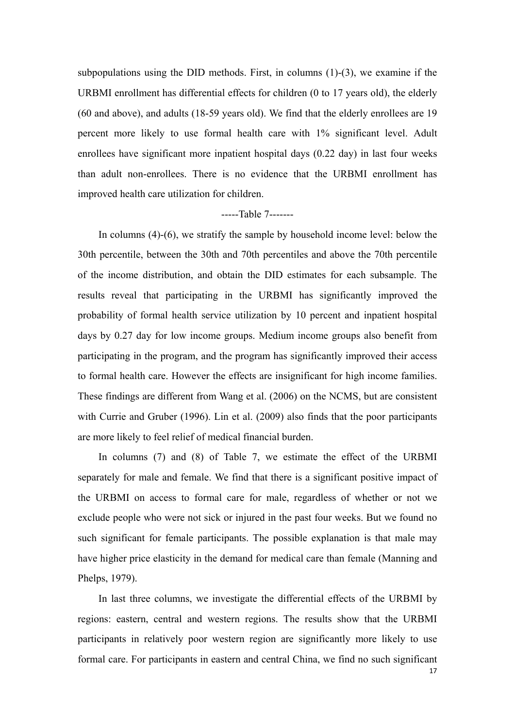subpopulations using the DID methods. First, in columns (1)-(3), we examine if the URBMI enrollment has differential effects for children (0 to 17 years old), the elderly (60 and above), and adults (18-59 years old). We find that the elderly enrollees are 19 percent more likely to use formal health care with 1% significant level. Adult enrollees have significant more inpatient hospital days (0.22 day) in last four weeks than adult non-enrollees. There is no evidence that the URBMI enrollment has improved health care utilization for children.

-----Table 7-------

In columns (4)-(6), we stratify the sample by household income level: below the 30th percentile, between the 30th and 70th percentiles and above the 70th percentile of the income distribution, and obtain the DID estimates for each subsample. The results reveal that participating in the URBMI has significantly improved the probability of formal health service utilization by 10 percent and inpatient hospital days by 0.27 day for low income groups. Medium income groups also benefit from participating in the program, and the program has significantly improved their access to formal health care. However the effects are insignificant for high income families. These findings are different from Wang et al. (2006) on the NCMS, but are consistent with Currie and Gruber (1996). Lin et al. (2009) also finds that the poor participants are more likely to feel relief of medical financial burden.

In columns (7) and (8) of Table 7, we estimate the effect of the URBMI separately for male and female. We find that there is a significant positive impact of the URBMI on access to formal care for male, regardless of whether or not we exclude people who were not sick or injured in the past four weeks. But we found no such significant for female participants. The possible explanation is that male may have higher price elasticity in the demand for medical care than female (Manning and Phelps, 1979).

In last three columns, we investigate the differential effects of the URBMI by regions: eastern, central and western regions. The results show that the URBMI participants in relatively poor western region are significantly more likely to use formal care. For participants in eastern and central China, we find no such significant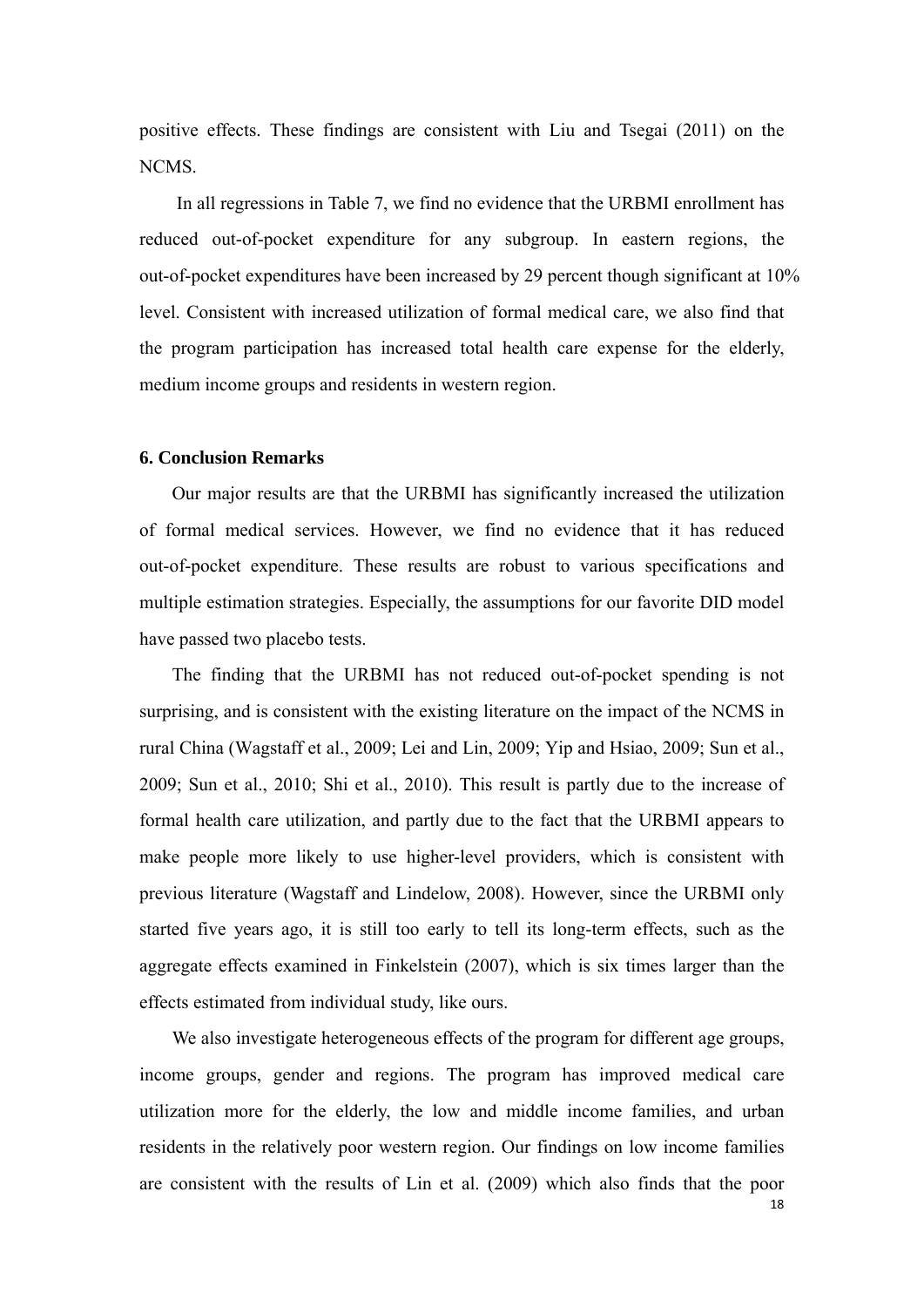positive effects. These findings are consistent with Liu and Tsegai (2011) on the NCMS.

In all regressions in Table 7, we find no evidence that the URBMI enrollment has reduced out-of-pocket expenditure for any subgroup. In eastern regions, the out-of-pocket expenditures have been increased by 29 percent though significant at 10% level. Consistent with increased utilization of formal medical care, we also find that the program participation has increased total health care expense for the elderly, medium income groups and residents in western region.

### 6. Conclusion Remarks

Our major results are that the URBMI has significantly increased the utilization of formal medical services. However, we find no evidence that it has reduced out-of-pocket expenditure. These results are robust to various specifications and multiple estimation strategies. Especially, the assumptions for our favorite DID model have passed two placebo tests.

The finding that the URBMI has not reduced out-of-pocket spending is not surprising, and is consistent with the existing literature on the impact of the NCMS in rural China (Wagstaff et al., 2009; Lei and Lin, 2009; Yip and Hsiao, 2009; Sun et al., 2009; Sun et al., 2010; Shi et al., 2010). This result is partly due to the increase of formal health care utilization, and partly due to the fact that the URBMI appears to make people more likely to use higher-level providers, which is consistent with previous literature (Wagstaff and Lindelow, 2008). However, since the URBMI only started five years ago, it is still too early to tell its long-term effects, such as the aggregate effects examined in Finkelstein (2007), which is six times larger than the effects estimated from individual study, like ours.

We also investigate heterogeneous effects of the program for different age groups, income groups, gender and regions. The program has improved medical care utilization more for the elderly, the low and middle income families, and urban residents in the relatively poor western region. Our findings on low income families are consistent with the results of Lin et al. (2009) which also finds that the poor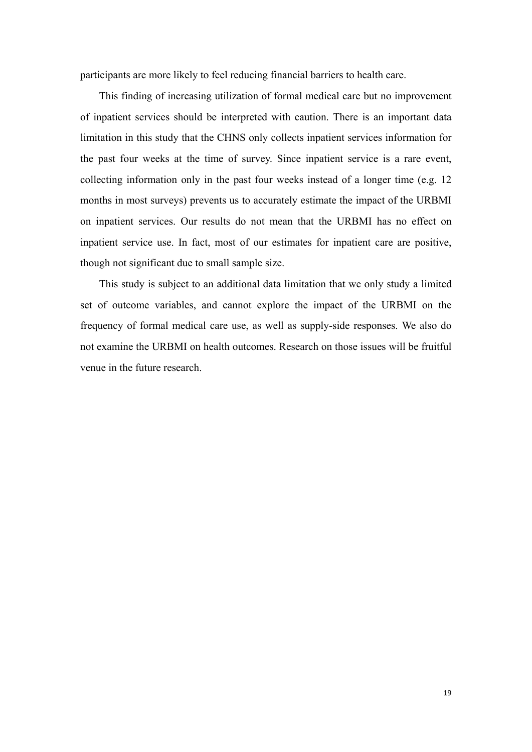participants are more likely to feel reducing financial barriers to health care.

This finding of increasing utilization of formal medical care but no improvement of inpatient services should be interpreted with caution. There is an important data limitation in this study that the CHNS only collects inpatient services information for the past four weeks at the time of survey. Since inpatient service is a rare event, collecting information only in the past four weeks instead of a longer time (e.g. 12 months in most surveys) prevents us to accurately estimate the impact of the URBMI on inpatient services. Our results do not mean that the URBMI has no effect on inpatient service use. In fact, most of our estimates for inpatient care are positive, though not significant due to small sample size.

This study is subject to an additional data limitation that we only study a limited set of outcome variables, and cannot explore the impact of the URBMI on the frequency of formal medical care use, as well as supply-side responses. We also do not examine the URBMI on health outcomes. Research on those issues will be fruitful venue in the future research.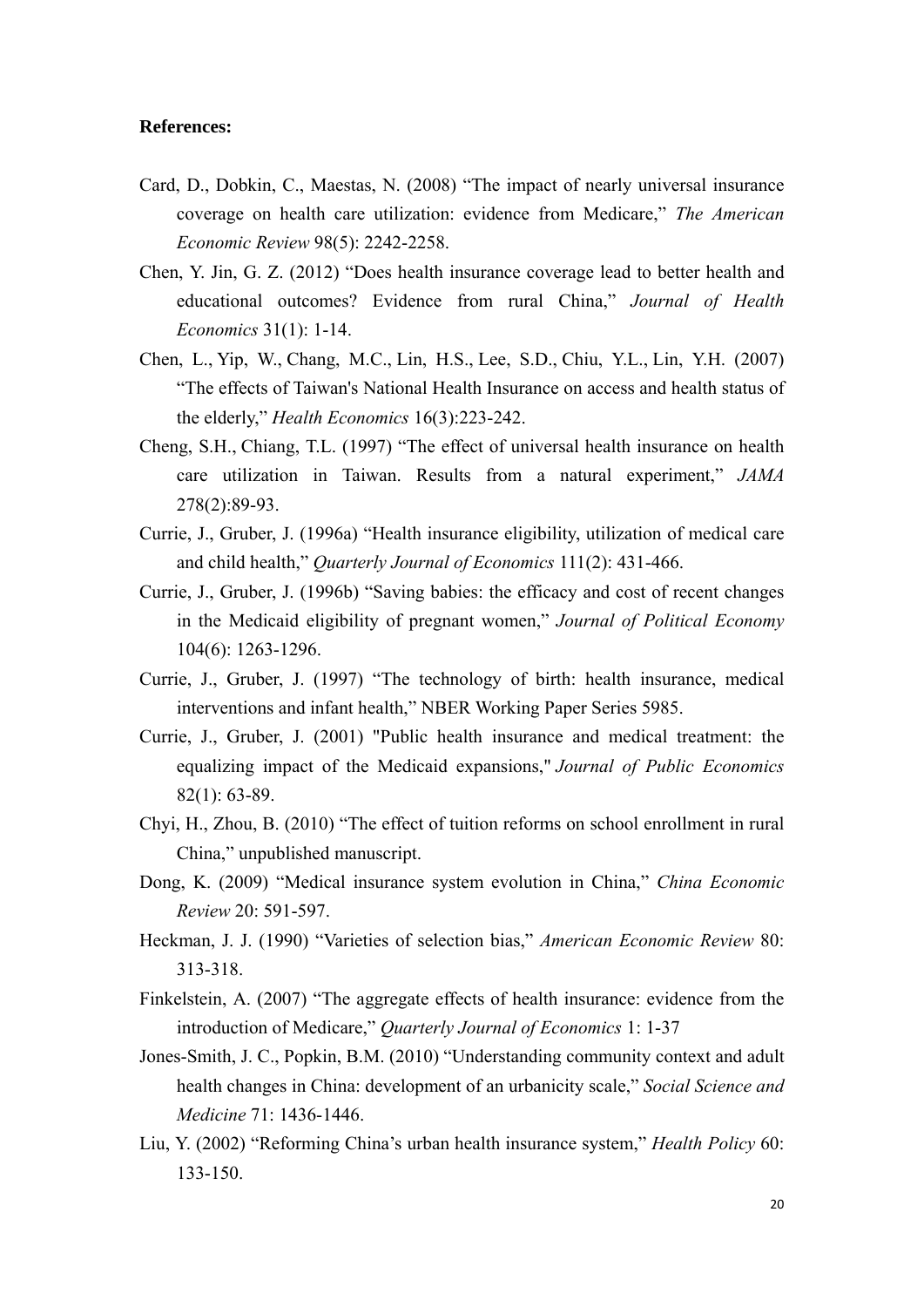**References:**

Card, D., Dobkin, C., Maestas, N. (2008) "The impact of nearly universal insurance coverage on health care utilization: evidence from Medicare," *The American Economic Review* 98(5): 2242-2258.

Chen, Y. Jin, G. Z. (2012) "Does health insurance coverage lead to better health and educational outcomes? Evidence from rural China," *Journal of Health Economics* 31(1): 1-14.

Chen, L., Yip, W., Chang, M.C., Lin, H.S., Lee, S.D., Chiu, Y.L., Lin, Y.H. (2007) "The effects of Taiwan's National Health Insurance on access and health status of the elderly," *Health Economics* 16(3):223-242.

Cheng, S.H., Chiang, T.L. (1997) "The effect of universal health insurance on health care utilization in Taiwan. Results from a natural experiment," *JAMA* 278(2):89-93.

Currie, J., Gruber, J. (1996a) "Health insurance eligibility, utilization of medical care and child health," *Quarterly Journal of Economics* 111(2): 431-466.

Currie, J., Gruber, J. (1996b) "Saving babies: the efficacy and cost of recent changes in the Medicaid eligibility of pregnant women," *Journal of Political Economy* 104(6): 1263-1296.

Currie, J., Gruber, J. (1997) "The technology of birth: health insurance, medical interventions and infant health," NBER Working Paper Series 5985.

Currie, J., Gruber, J. (2001) "Public health insurance and medical treatment: the equalizing impact of the Medicaid expansions," *Journal of Public Economics* 82(1): 63-89.

Chyi, H., Zhou, B. (2010) "The effect of tuition reforms on school enrollment in rural China," unpublished manuscript.

Dong, K. (2009) "Medical insurance system evolution in China," *China Economic Review* 20: 591-597.

Heckman, J. J. (1990) "Varieties of selection bias," *American Economic Review* 80: 313-318.

Finkelstein, A. (2007) "The aggregate effects of health insurance: evidence from the introduction of Medicare," *Quarterly Journal of Economics* 1: 1-37

Jones-Smith, J. C., Popkin, B.M. (2010) "Understanding community context and adult health changes in China: development of an urbanicity scale," *Social Science and Medicine* 71: 1436-1446.

Liu, Y. (2002) "Reforming China's urban health insurance system," *Health Policy* 60: 133-150.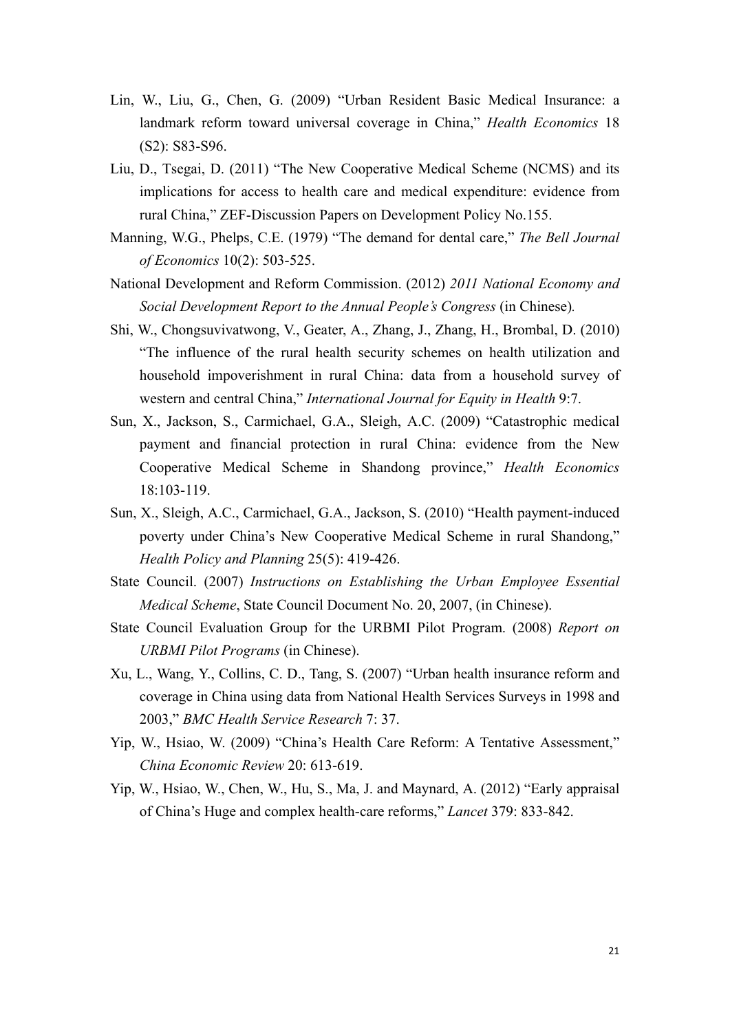Lin, W., Liu, G., Chen, G. (2009) "Urban Resident Basic Medical Insurance: a landmark reform toward universal coverage in China," *Health Economics* 18 (S2): S83-S96.

Liu, D., Tsegai, D. (2011) "The New Cooperative Medical Scheme (NCMS) and its implications for access to health care and medical expenditure: evidence from rural China," ZEF-Discussion Papers on Development Policy No.155.

Manning, W.G., Phelps, C.E. (1979) "The demand for dental care," *The Bell Journal of Economics* 10(2): 503-525.

National Development and Reform Commission. (2012) *2011 National Economy and Social Development Report to the Annual People's Congress* (in Chinese).

Shi, W., Chongsuvivatwong, V., Geater, A., Zhang, J., Zhang, H., Brombal, D. (2010) "The influence of the rural health security schemes on health utilization and household impoverishment in rural China: data from a household survey of western and central China," *International Journal for Equity in Health* 9:7.

Sun, X., Jackson, S., Carmichael, G.A., Sleigh, A.C. (2009) "Catastrophic medical payment and financial protection in rural China: evidence from the New Cooperative Medical Scheme in Shandong province," *Health Economics* 18:103-119.

Sun, X., Sleigh, A.C., Carmichael, G.A., Jackson, S. (2010) "Health payment-induced poverty under China's New Cooperative Medical Scheme in rural Shandong," *Health Policy and Planning* 25(5): 419-426.

State Council. (2007) *Instructions on Establishing the Urban Employee Essential Medical Scheme*, State Council Document No. 20, 2007, (in Chinese).

State Council Evaluation Group for the URBMI Pilot Program. (2008) *Report on URBMI Pilot Programs* (in Chinese).

Xu, L., Wang, Y., Collins, C. D., Tang, S. (2007) "Urban health insurance reform and coverage in China using data from National Health Services Surveys in 1998 and 2003," *BMC Health Service Research* 7: 37.

Yip, W., Hsiao, W. (2009) "China's Health Care Reform: A Tentative Assessment," *China Economic Review* 20: 613-619.

Yip, W., Hsiao, W., Chen, W., Hu, S., Ma, J. and Maynard, A. (2012) "Early appraisal of China's Huge and complex health-care reforms," *Lancet* 379: 833-842.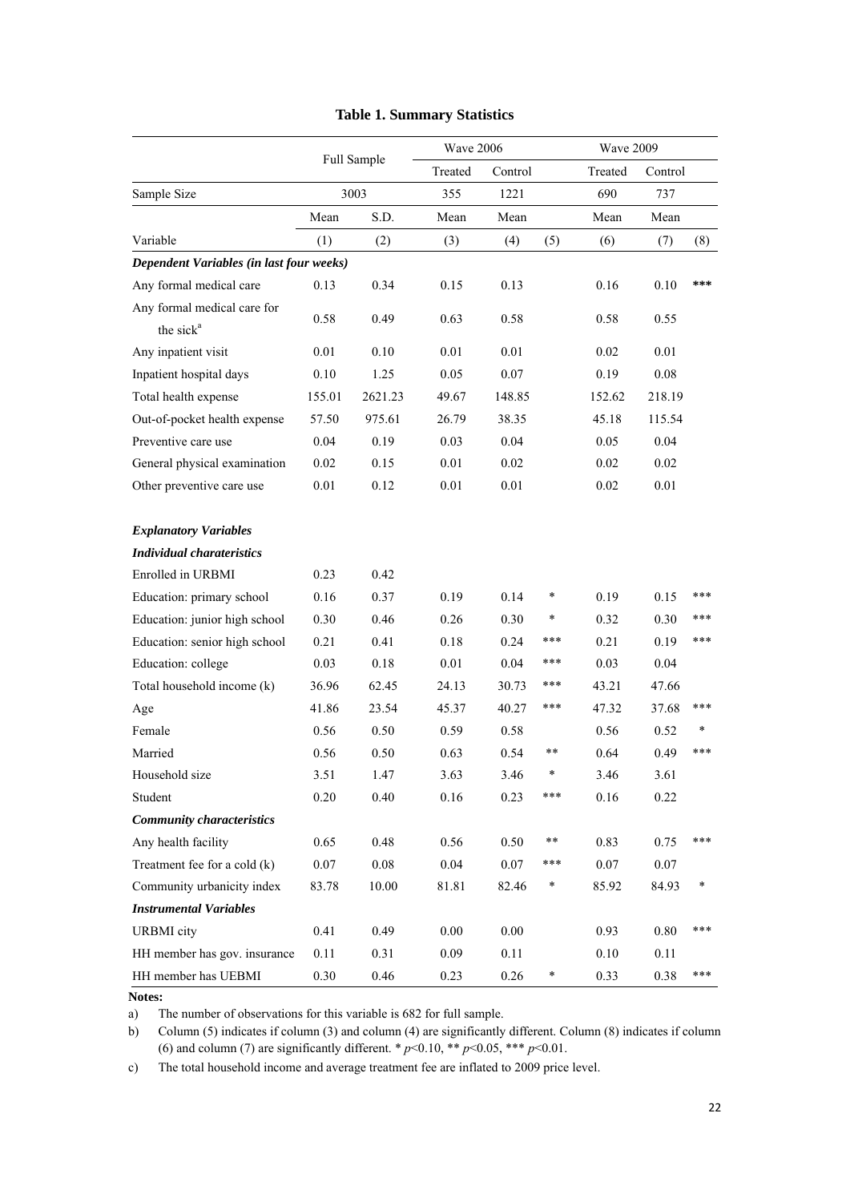**Table 1. Summary Statistics**

| | Full Sample | | Wave 2006 | | | Wave 2009 | | |
|---|---|---|---|---|---|---|---|---|
| | | | Treated | Control | | Treated | Control | |
| Sample Size | 3003 | | 355 | 1221 | | 690 | 737 | |
| | Mean | S.D. | Mean | Mean | | Mean | Mean | |
| Variable | (1) | (2) | (3) | (4) | (5) | (6) | (7) | (8) |
| ***Dependent Variables (in last four weeks)*** | | | | | | | | |
| Any formal medical care | 0.13 | 0.34 | 0.15 | 0.13 | | 0.16 | 0.10 | *** |
| Any formal medical care for the sick[a] | 0.58 | 0.49 | 0.63 | 0.58 | | 0.58 | 0.55 | |
| Any inpatient visit | 0.01 | 0.10 | 0.01 | 0.01 | | 0.02 | 0.01 | |
| Inpatient hospital days | 0.10 | 1.25 | 0.05 | 0.07 | | 0.19 | 0.08 | |
| Total health expense | 155.01 | 2621.23 | 49.67 | 148.85 | | 152.62 | 218.19 | |
| Out-of-pocket health expense | 57.50 | 975.61 | 26.79 | 38.35 | | 45.18 | 115.54 | |
| Preventive care use | 0.04 | 0.19 | 0.03 | 0.04 | | 0.05 | 0.04 | |
| General physical examination | 0.02 | 0.15 | 0.01 | 0.02 | | 0.02 | 0.02 | |
| Other preventive care use | 0.01 | 0.12 | 0.01 | 0.01 | | 0.02 | 0.01 | |
| ***Explanatory Variables*** | | | | | | | | |
| ***Individual charateristics*** | | | | | | | | |
| Enrolled in URBMI | 0.23 | 0.42 | | | | | | |
| Education: primary school | 0.16 | 0.37 | 0.19 | 0.14 | * | 0.19 | 0.15 | *** |
| Education: junior high school | 0.30 | 0.46 | 0.26 | 0.30 | * | 0.32 | 0.30 | *** |
| Education: senior high school | 0.21 | 0.41 | 0.18 | 0.24 | *** | 0.21 | 0.19 | *** |
| Education: college | 0.03 | 0.18 | 0.01 | 0.04 | *** | 0.03 | 0.04 | |
| Total household income (k) | 36.96 | 62.45 | 24.13 | 30.73 | *** | 43.21 | 47.66 | |
| Age | 41.86 | 23.54 | 45.37 | 40.27 | *** | 47.32 | 37.68 | *** |
| Female | 0.56 | 0.50 | 0.59 | 0.58 | | 0.56 | 0.52 | * |
| Married | 0.56 | 0.50 | 0.63 | 0.54 | ** | 0.64 | 0.49 | *** |
| Household size | 3.51 | 1.47 | 3.63 | 3.46 | * | 3.46 | 3.61 | |
| Student | 0.20 | 0.40 | 0.16 | 0.23 | *** | 0.16 | 0.22 | |
| ***Community characteristics*** | | | | | | | | |
| Any health facility | 0.65 | 0.48 | 0.56 | 0.50 | ** | 0.83 | 0.75 | *** |
| Treatment fee for a cold (k) | 0.07 | 0.08 | 0.04 | 0.07 | *** | 0.07 | 0.07 | |
| Community urbanicity index | 83.78 | 10.00 | 81.81 | 82.46 | * | 85.92 | 84.93 | * |
| ***Instrumental Variables*** | | | | | | | | |
| URBMI city | 0.41 | 0.49 | 0.00 | 0.00 | | 0.93 | 0.80 | *** |
| HH member has gov. insurance | 0.11 | 0.31 | 0.09 | 0.11 | | 0.10 | 0.11 | |
| HH member has UEBMI | 0.30 | 0.46 | 0.23 | 0.26 | * | 0.33 | 0.38 | *** |

**Notes:**

a) The number of observations for this variable is 682 for full sample.

b) Column (5) indicates if column (3) and column (4) are significantly different. Column (8) indicates if column (6) and column (7) are significantly different. * $p$<0.10, ** $p$<0.05, *** $p$<0.01.

c) The total household income and average treatment fee are inflated to 2009 price level.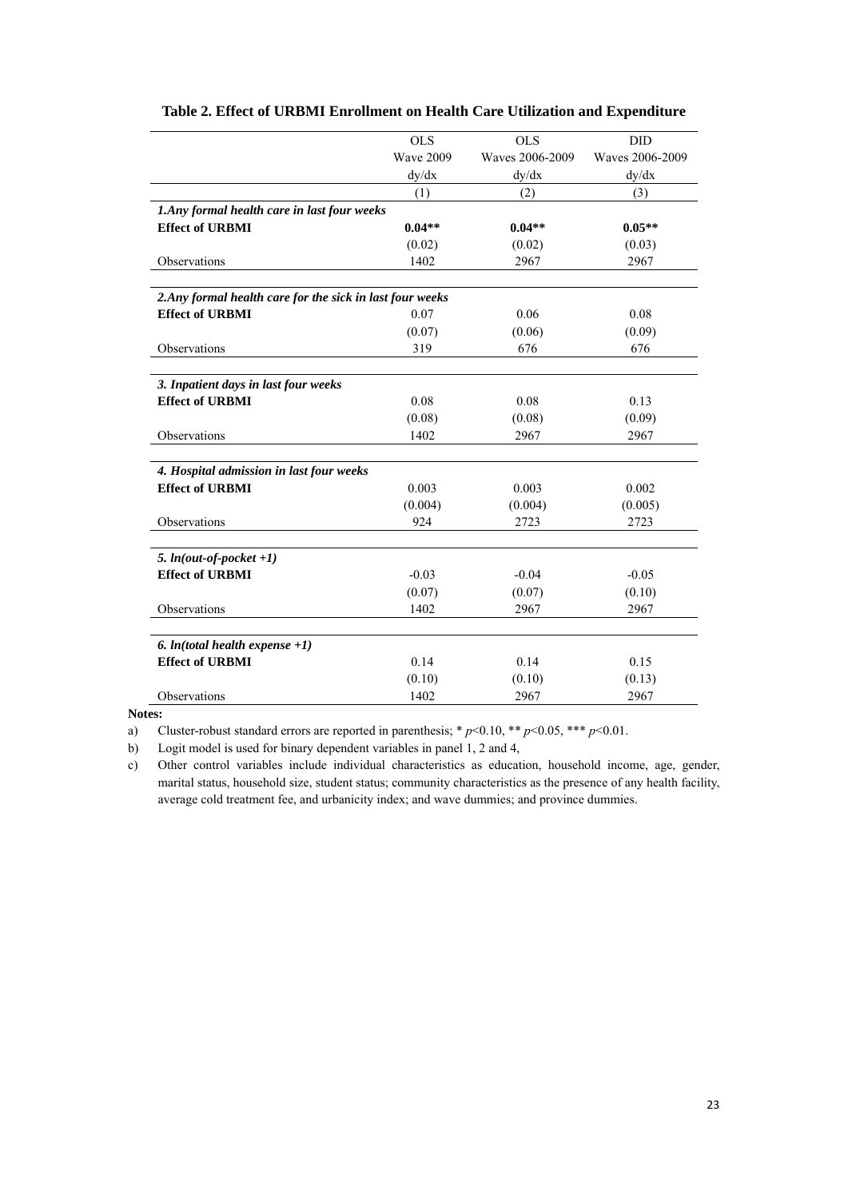**Table 2. Effect of URBMI Enrollment on Health Care Utilization and Expenditure**

| | OLS<br>Wave 2009<br>dy/dx | OLS<br>Waves 2006-2009<br>dy/dx | DID<br>Waves 2006-2009<br>dy/dx |
|---|---|---|---|
| | (1) | (2) | (3) |
| ***1.Any formal health care in last four weeks*** | | | |
| **Effect of URBMI** | **0.04\*\*** | **0.04\*\*** | **0.05\*\*** |
| | (0.02) | (0.02) | (0.03) |
| Observations | 1402 | 2967 | 2967 |
| ***2.Any formal health care for the sick in last four weeks*** | | | |
| **Effect of URBMI** | 0.07 | 0.06 | 0.08 |
| | (0.07) | (0.06) | (0.09) |
| Observations | 319 | 676 | 676 |
| ***3. Inpatient days in last four weeks*** | | | |
| **Effect of URBMI** | 0.08 | 0.08 | 0.13 |
| | (0.08) | (0.08) | (0.09) |
| Observations | 1402 | 2967 | 2967 |
| ***4. Hospital admission in last four weeks*** | | | |
| **Effect of URBMI** | 0.003 | 0.003 | 0.002 |
| | (0.004) | (0.004) | (0.005) |
| Observations | 924 | 2723 | 2723 |
| ***5. ln(out-of-pocket +1)*** | | | |
| **Effect of URBMI** | -0.03 | -0.04 | -0.05 |
| | (0.07) | (0.07) | (0.10) |
| Observations | 1402 | 2967 | 2967 |
| ***6. ln(total health expense +1)*** | | | |
| **Effect of URBMI** | 0.14 | 0.14 | 0.15 |
| | (0.10) | (0.10) | (0.13) |
| Observations | 1402 | 2967 | 2967 |

**Notes:**

a) Cluster-robust standard errors are reported in parenthesis; * $p<0.10$, ** $p<0.05$, *** $p<0.01$.

b) Logit model is used for binary dependent variables in panel 1, 2 and 4,

c) Other control variables include individual characteristics as education, household income, age, gender, marital status, household size, student status; community characteristics as the presence of any health facility, average cold treatment fee, and urbanicity index; and wave dummies; and province dummies.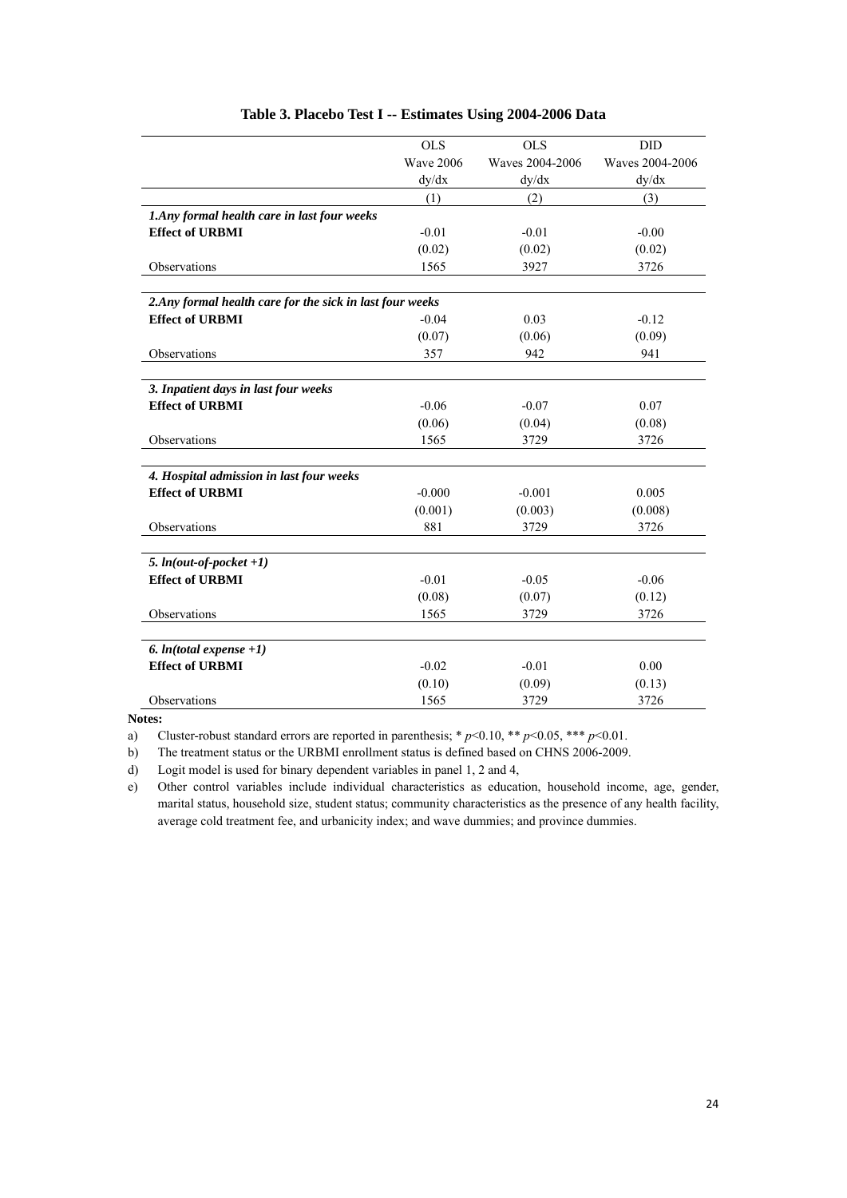**Table 3. Placebo Test I -- Estimates Using 2004-2006 Data**

| | OLS<br>Wave 2006<br>dy/dx | OLS<br>Waves 2004-2006<br>dy/dx | DID<br>Waves 2004-2006<br>dy/dx |
|---|---|---|---|
| | (1) | (2) | (3) |
| ***1.Any formal health care in last four weeks*** | | | |
| **Effect of URBMI** | -0.01 | -0.01 | -0.00 |
| | (0.02) | (0.02) | (0.02) |
| Observations | 1565 | 3927 | 3726 |
| ***2.Any formal health care for the sick in last four weeks*** | | | |
| **Effect of URBMI** | -0.04 | 0.03 | -0.12 |
| | (0.07) | (0.06) | (0.09) |
| Observations | 357 | 942 | 941 |
| ***3. Inpatient days in last four weeks*** | | | |
| **Effect of URBMI** | -0.06 | -0.07 | 0.07 |
| | (0.06) | (0.04) | (0.08) |
| Observations | 1565 | 3729 | 3726 |
| ***4. Hospital admission in last four weeks*** | | | |
| **Effect of URBMI** | -0.000 | -0.001 | 0.005 |
| | (0.001) | (0.003) | (0.008) |
| Observations | 881 | 3729 | 3726 |
| ***5. ln(out-of-pocket +1)*** | | | |
| **Effect of URBMI** | -0.01 | -0.05 | -0.06 |
| | (0.08) | (0.07) | (0.12) |
| Observations | 1565 | 3729 | 3726 |
| ***6. ln(total expense +1)*** | | | |
| **Effect of URBMI** | -0.02 | -0.01 | 0.00 |
| | (0.10) | (0.09) | (0.13) |
| Observations | 1565 | 3729 | 3726 |

**Notes:**

a) Cluster-robust standard errors are reported in parenthesis; * $p$<0.10, ** $p$<0.05, *** $p$<0.01.

b) The treatment status or the URBMI enrollment status is defined based on CHNS 2006-2009.

d) Logit model is used for binary dependent variables in panel 1, 2 and 4,

e) Other control variables include individual characteristics as education, household income, age, gender, marital status, household size, student status; community characteristics as the presence of any health facility, average cold treatment fee, and urbanicity index; and wave dummies; and province dummies.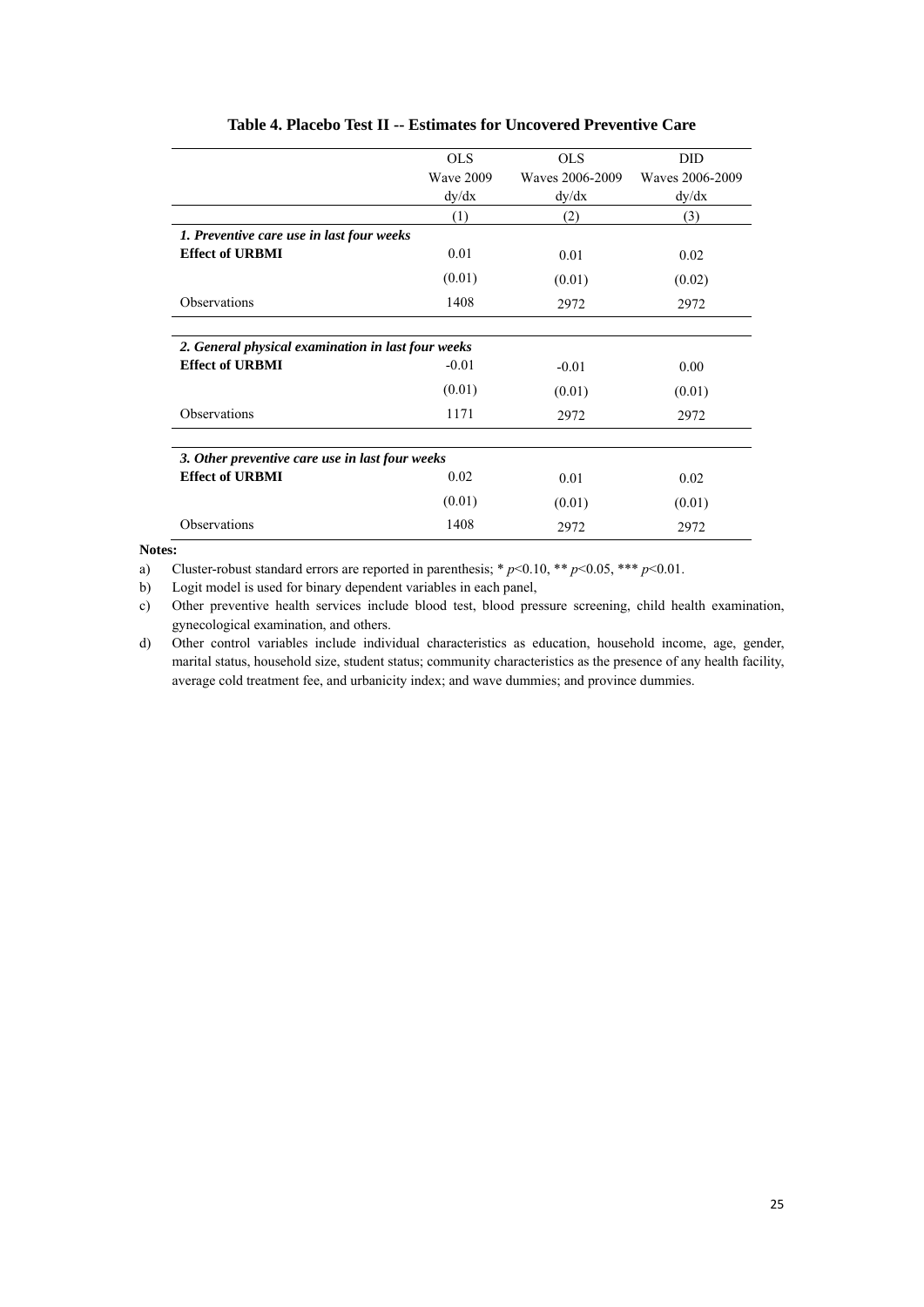**Table 4. Placebo Test II -- Estimates for Uncovered Preventive Care**

| | OLS<br>Wave 2009<br>dy/dx | OLS<br>Waves 2006-2009<br>dy/dx | DID<br>Waves 2006-2009<br>dy/dx |
|---|---|---|---|
| | (1) | (2) | (3) |
| ***1. Preventive care use in last four weeks*** | | | |
| **Effect of URBMI** | 0.01 | 0.01 | 0.02 |
| | (0.01) | (0.01) | (0.02) |
| Observations | 1408 | 2972 | 2972 |
| ***2. General physical examination in last four weeks*** | | | |
| **Effect of URBMI** | -0.01 | -0.01 | 0.00 |
| | (0.01) | (0.01) | (0.01) |
| Observations | 1171 | 2972 | 2972 |
| ***3. Other preventive care use in last four weeks*** | | | |
| **Effect of URBMI** | 0.02 | 0.01 | 0.02 |
| | (0.01) | (0.01) | (0.01) |
| Observations | 1408 | 2972 | 2972 |

**Notes:**

a) Cluster-robust standard errors are reported in parenthesis; * $p$<0.10, ** $p$<0.05, *** $p$<0.01.

b) Logit model is used for binary dependent variables in each panel,

c) Other preventive health services include blood test, blood pressure screening, child health examination, gynecological examination, and others.

d) Other control variables include individual characteristics as education, household income, age, gender, marital status, household size, student status; community characteristics as the presence of any health facility, average cold treatment fee, and urbanicity index; and wave dummies; and province dummies.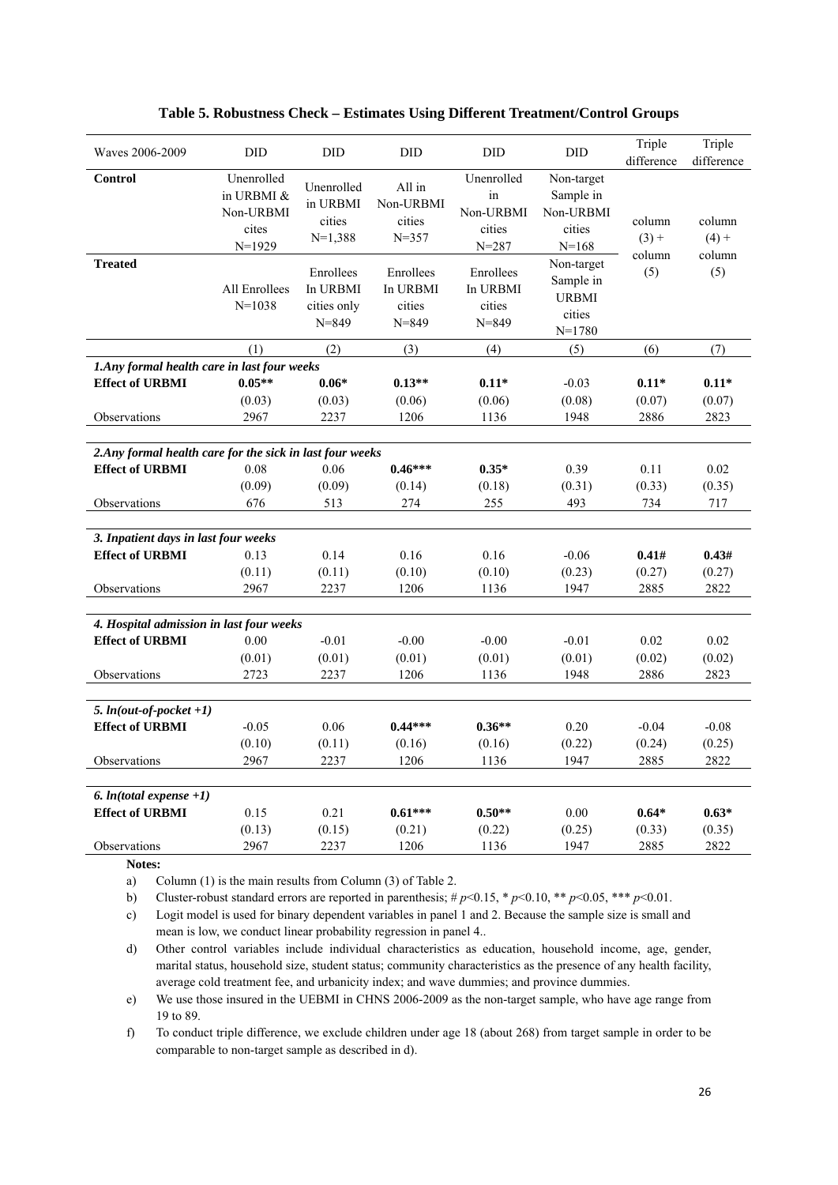**Table 5. Robustness Check – Estimates Using Different Treatment/Control Groups**

| Waves 2006-2009 | DID | DID | DID | DID | DID | Triple difference | Triple difference |
|---|---|---|---|---|---|---|---|
| **Control** | Unenrolled in URBMI & Non-URBMI cites N=1929 | Unenrolled in URBMI cities N=1,388 | All in Non-URBMI cities N=357 | Unenrolled in Non-URBMI cities N=287 | Non-target Sample in Non-URBMI cities N=168 | column (3) + column (5) | column (4) + column (5) |
| **Treated** | All Enrollees N=1038 | Enrollees In URBMI cities only N=849 | Enrollees In URBMI cities N=849 | Enrollees In URBMI cities N=849 | Non-target Sample in URBMI cities N=1780 | | |
| | (1) | (2) | (3) | (4) | (5) | (6) | (7) |
| ***1.Any formal health care in last four weeks*** | | | | | | | |
| **Effect of URBMI** | **0.05\*\*** | **0.06\*** | **0.13\*\*** | **0.11\*** | -0.03 | **0.11\*** | **0.11\*** |
| | (0.03) | (0.03) | (0.06) | (0.06) | (0.08) | (0.07) | (0.07) |
| Observations | 2967 | 2237 | 1206 | 1136 | 1948 | 2886 | 2823 |
| ***2.Any formal health care for the sick in last four weeks*** | | | | | | | |
| **Effect of URBMI** | 0.08 | 0.06 | **0.46\*\*\*** | **0.35\*** | 0.39 | 0.11 | 0.02 |
| | (0.09) | (0.09) | (0.14) | (0.18) | (0.31) | (0.33) | (0.35) |
| Observations | 676 | 513 | 274 | 255 | 493 | 734 | 717 |
| ***3. Inpatient days in last four weeks*** | | | | | | | |
| **Effect of URBMI** | 0.13 | 0.14 | 0.16 | 0.16 | -0.06 | **0.41#** | **0.43#** |
| | (0.11) | (0.11) | (0.10) | (0.10) | (0.23) | (0.27) | (0.27) |
| Observations | 2967 | 2237 | 1206 | 1136 | 1947 | 2885 | 2822 |
| ***4. Hospital admission in last four weeks*** | | | | | | | |
| **Effect of URBMI** | 0.00 | -0.01 | -0.00 | -0.00 | -0.01 | 0.02 | 0.02 |
| | (0.01) | (0.01) | (0.01) | (0.01) | (0.01) | (0.02) | (0.02) |
| Observations | 2723 | 2237 | 1206 | 1136 | 1948 | 2886 | 2823 |
| ***5. ln(out-of-pocket +1)*** | | | | | | | |
| **Effect of URBMI** | -0.05 | 0.06 | **0.44\*\*\*** | **0.36\*\*** | 0.20 | -0.04 | -0.08 |
| | (0.10) | (0.11) | (0.16) | (0.16) | (0.22) | (0.24) | (0.25) |
| Observations | 2967 | 2237 | 1206 | 1136 | 1947 | 2885 | 2822 |
| ***6. ln(total expense +1)*** | | | | | | | |
| **Effect of URBMI** | 0.15 | 0.21 | **0.61\*\*\*** | **0.50\*\*** | 0.00 | **0.64\*** | **0.63\*** |
| | (0.13) | (0.15) | (0.21) | (0.22) | (0.25) | (0.33) | (0.35) |
| Observations | 2967 | 2237 | 1206 | 1136 | 1947 | 2885 | 2822 |

**Notes:**

a) Column (1) is the main results from Column (3) of Table 2.

b) Cluster-robust standard errors are reported in parenthesis; # $p$<0.15, * $p$<0.10, ** $p$<0.05, *** $p$<0.01.

c) Logit model is used for binary dependent variables in panel 1 and 2. Because the sample size is small and mean is low, we conduct linear probability regression in panel 4..

d) Other control variables include individual characteristics as education, household income, age, gender, marital status, household size, student status; community characteristics as the presence of any health facility, average cold treatment fee, and urbanicity index; and wave dummies; and province dummies.

e) We use those insured in the UEBMI in CHNS 2006-2009 as the non-target sample, who have age range from 19 to 89.

f) To conduct triple difference, we exclude children under age 18 (about 268) from target sample in order to be comparable to non-target sample as described in d).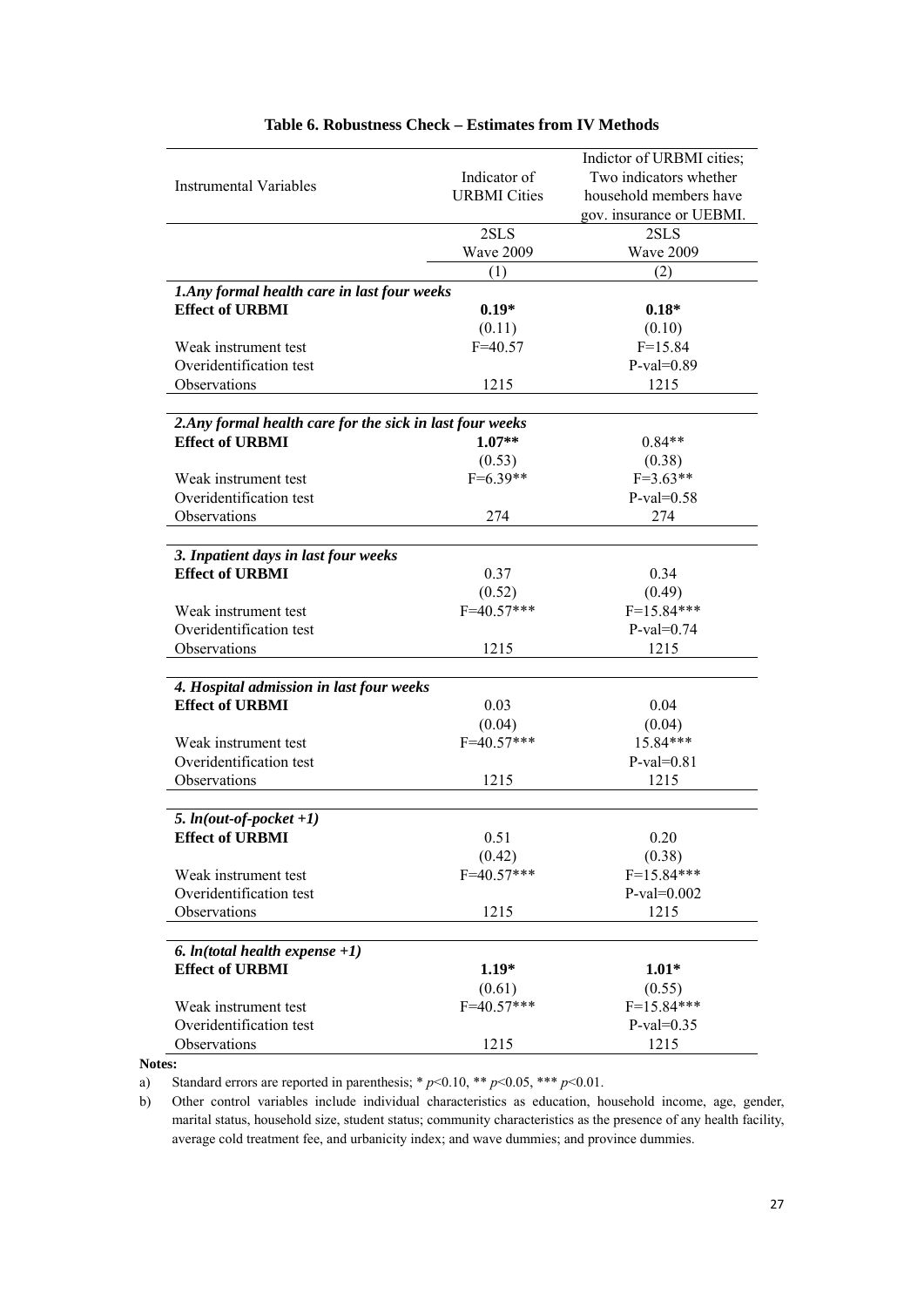**Table 6. Robustness Check – Estimates from IV Methods**

| Instrumental Variables | Indicator of URBMI Cities | Indictor of URBMI cities; Two indicators whether household members have gov. insurance or UEBMI. |
|---|---|---|
| | 2SLS<br>Wave 2009 | 2SLS<br>Wave 2009 |
| | (1) | (2) |
| ***1.Any formal health care in last four weeks*** | | |
| **Effect of URBMI** | **0.19*** | **0.18*** |
| | (0.11) | (0.10) |
| Weak instrument test | F=40.57 | F=15.84 |
| Overidentification test | | P-val=0.89 |
| Observations | 1215 | 1215 |
| ***2.Any formal health care for the sick in last four weeks*** | | |
| **Effect of URBMI** | **1.07**** | 0.84** |
| | (0.53) | (0.38) |
| Weak instrument test | F=6.39** | F=3.63** |
| Overidentification test | | P-val=0.58 |
| Observations | 274 | 274 |
| ***3. Inpatient days in last four weeks*** | | |
| **Effect of URBMI** | 0.37 | 0.34 |
| | (0.52) | (0.49) |
| Weak instrument test | F=40.57*** | F=15.84*** |
| Overidentification test | | P-val=0.74 |
| Observations | 1215 | 1215 |
| ***4. Hospital admission in last four weeks*** | | |
| **Effect of URBMI** | 0.03 | 0.04 |
| | (0.04) | (0.04) |
| Weak instrument test | F=40.57*** | 15.84*** |
| Overidentification test | | P-val=0.81 |
| Observations | 1215 | 1215 |
| ***5. ln(out-of-pocket +1)*** | | |
| **Effect of URBMI** | 0.51 | 0.20 |
| | (0.42) | (0.38) |
| Weak instrument test | F=40.57*** | F=15.84*** |
| Overidentification test | | P-val=0.002 |
| Observations | 1215 | 1215 |
| ***6. ln(total health expense +1)*** | | |
| **Effect of URBMI** | **1.19*** | **1.01*** |
| | (0.61) | (0.55) |
| Weak instrument test | F=40.57*** | F=15.84*** |
| Overidentification test | | P-val=0.35 |
| Observations | 1215 | 1215 |

**Notes:**

a) Standard errors are reported in parenthesis; * $p$<0.10, ** $p$<0.05, *** $p$<0.01.

b) Other control variables include individual characteristics as education, household income, age, gender, marital status, household size, student status; community characteristics as the presence of any health facility, average cold treatment fee, and urbanicity index; and wave dummies; and province dummies.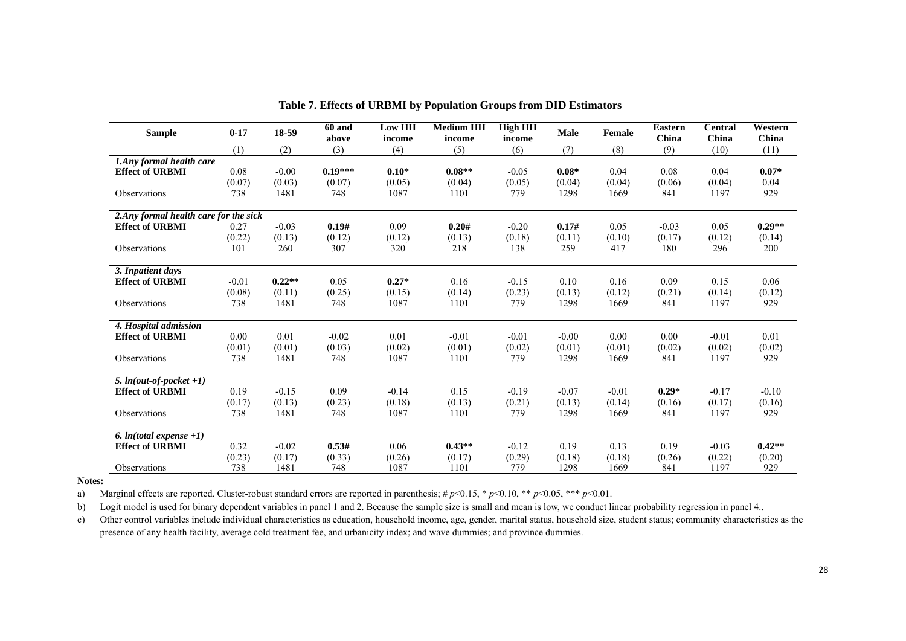**Table 7. Effects of URBMI by Population Groups from DID Estimators**

| Sample | 0-17 | 18-59 | 60 and above | Low HH income | Medium HH income | High HH income | Male | Female | Eastern China | Central China | Western China |
|---|---|---|---|---|---|---|---|---|---|---|---|
| | (1) | (2) | (3) | (4) | (5) | (6) | (7) | (8) | (9) | (10) | (11) |
| ***1.Any formal health care*** | | | | | | | | | | | |
| **Effect of URBMI** | 0.08 | -0.00 | **0.19*** ** | **0.10*** | **0.08**** | -0.05 | **0.08*** | 0.04 | 0.08 | 0.04 | **0.07*** |
| | (0.07) | (0.03) | (0.07) | (0.05) | (0.04) | (0.05) | (0.04) | (0.04) | (0.06) | (0.04) | 0.04 |
| Observations | 738 | 1481 | 748 | 1087 | 1101 | 779 | 1298 | 1669 | 841 | 1197 | 929 |
| ***2.Any formal health care for the sick*** | | | | | | | | | | | |
| **Effect of URBMI** | 0.27 | -0.03 | **0.19#** | 0.09 | **0.20#** | -0.20 | **0.17#** | 0.05 | -0.03 | 0.05 | **0.29**** |
| | (0.22) | (0.13) | (0.12) | (0.12) | (0.13) | (0.18) | (0.11) | (0.10) | (0.17) | (0.12) | (0.14) |
| Observations | 101 | 260 | 307 | 320 | 218 | 138 | 259 | 417 | 180 | 296 | 200 |
| ***3. Inpatient days*** | | | | | | | | | | | |
| **Effect of URBMI** | -0.01 | **0.22**** | 0.05 | **0.27*** | 0.16 | -0.15 | 0.10 | 0.16 | 0.09 | 0.15 | 0.06 |
| | (0.08) | (0.11) | (0.25) | (0.15) | (0.14) | (0.23) | (0.13) | (0.12) | (0.21) | (0.14) | (0.12) |
| Observations | 738 | 1481 | 748 | 1087 | 1101 | 779 | 1298 | 1669 | 841 | 1197 | 929 |
| ***4. Hospital admission*** | | | | | | | | | | | |
| **Effect of URBMI** | 0.00 | 0.01 | -0.02 | 0.01 | -0.01 | -0.01 | -0.00 | 0.00 | 0.00 | -0.01 | 0.01 |
| | (0.01) | (0.01) | (0.03) | (0.02) | (0.01) | (0.02) | (0.01) | (0.01) | (0.02) | (0.02) | (0.02) |
| Observations | 738 | 1481 | 748 | 1087 | 1101 | 779 | 1298 | 1669 | 841 | 1197 | 929 |
| ***5. ln(out-of-pocket +1)*** | | | | | | | | | | | |
| **Effect of URBMI** | 0.19 | -0.15 | 0.09 | -0.14 | 0.15 | -0.19 | -0.07 | -0.01 | **0.29*** | -0.17 | -0.10 |
| | (0.17) | (0.13) | (0.23) | (0.18) | (0.13) | (0.21) | (0.13) | (0.14) | (0.16) | (0.17) | (0.16) |
| Observations | 738 | 1481 | 748 | 1087 | 1101 | 779 | 1298 | 1669 | 841 | 1197 | 929 |
| ***6. ln(total expense +1)*** | | | | | | | | | | | |
| **Effect of URBMI** | 0.32 | -0.02 | **0.53#** | 0.06 | **0.43**** | -0.12 | 0.19 | 0.13 | 0.19 | -0.03 | **0.42**** |
| | (0.23) | (0.17) | (0.33) | (0.26) | (0.17) | (0.29) | (0.18) | (0.18) | (0.26) | (0.22) | (0.20) |
| Observations | 738 | 1481 | 748 | 1087 | 1101 | 779 | 1298 | 1669 | 841 | 1197 | 929 |

**Notes:**

a) Marginal effects are reported. Cluster-robust standard errors are reported in parenthesis; # $p$<0.15, * $p$<0.10, ** $p$<0.05, *** $p$<0.01.

b) Logit model is used for binary dependent variables in panel 1 and 2. Because the sample size is small and mean is low, we conduct linear probability regression in panel 4..

c) Other control variables include individual characteristics as education, household income, age, gender, marital status, household size, student status; community characteristics as the presence of any health facility, average cold treatment fee, and urbanicity index; and wave dummies; and province dummies.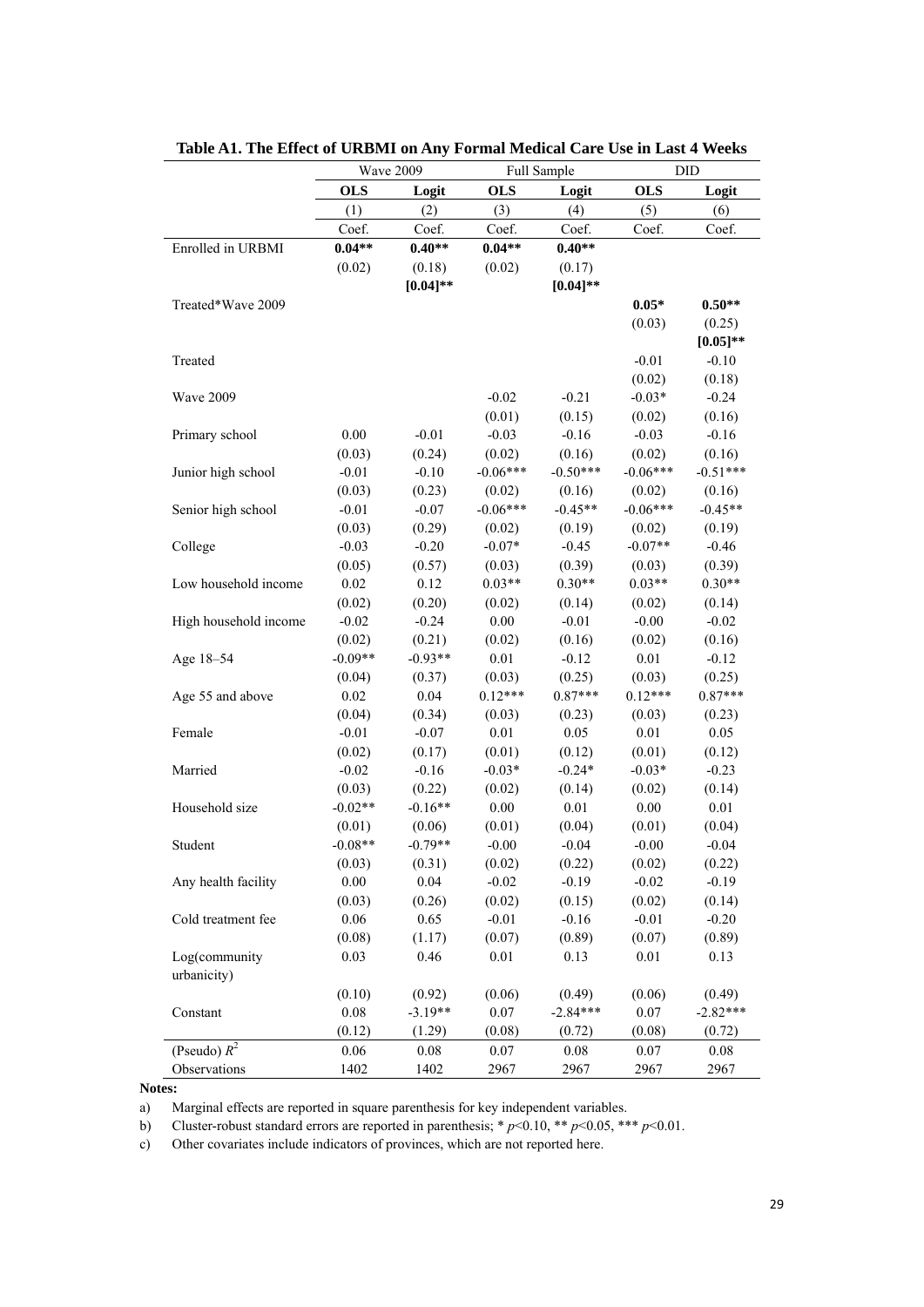**Table A1. The Effect of URBMI on Any Formal Medical Care Use in Last 4 Weeks**

| | Wave 2009 | | Full Sample | | DID | |
|---|---|---|---|---|---|---|
| | **OLS** | **Logit** | **OLS** | **Logit** | **OLS** | **Logit** |
| | (1) | (2) | (3) | (4) | (5) | (6) |
| | Coef. | Coef. | Coef. | Coef. | Coef. | Coef. |
| Enrolled in URBMI | **0.04\*\*** | **0.40\*\*** | **0.04\*\*** | **0.40\*\*** | | |
| | (0.02) | (0.18) | (0.02) | (0.17) | | |
| | | **[0.04]\*\*** | | **[0.04]\*\*** | | |
| Treated\*Wave 2009 | | | | | **0.05\*** | **0.50\*\*** |
| | | | | | (0.03) | (0.25) |
| | | | | | | **[0.05]\*\*** |
| Treated | | | | | -0.01 | -0.10 |
| | | | | | (0.02) | (0.18) |
| Wave 2009 | | | -0.02 | -0.21 | -0.03\* | -0.24 |
| | | | (0.01) | (0.15) | (0.02) | (0.16) |
| Primary school | 0.00 | -0.01 | -0.03 | -0.16 | -0.03 | -0.16 |
| | (0.03) | (0.24) | (0.02) | (0.16) | (0.02) | (0.16) |
| Junior high school | -0.01 | -0.10 | -0.06\*\*\* | -0.50\*\*\* | -0.06\*\*\* | -0.51\*\*\* |
| | (0.03) | (0.23) | (0.02) | (0.16) | (0.02) | (0.16) |
| Senior high school | -0.01 | -0.07 | -0.06\*\*\* | -0.45\*\* | -0.06\*\*\* | -0.45\*\* |
| | (0.03) | (0.29) | (0.02) | (0.19) | (0.02) | (0.19) |
| College | -0.03 | -0.20 | -0.07\* | -0.45 | -0.07\*\* | -0.46 |
| | (0.05) | (0.57) | (0.03) | (0.39) | (0.03) | (0.39) |
| Low household income | 0.02 | 0.12 | 0.03\*\* | 0.30\*\* | 0.03\*\* | 0.30\*\* |
| | (0.02) | (0.20) | (0.02) | (0.14) | (0.02) | (0.14) |
| High household income | -0.02 | -0.24 | 0.00 | -0.01 | -0.00 | -0.02 |
| | (0.02) | (0.21) | (0.02) | (0.16) | (0.02) | (0.16) |
| Age 18–54 | -0.09\*\* | -0.93\*\* | 0.01 | -0.12 | 0.01 | -0.12 |
| | (0.04) | (0.37) | (0.03) | (0.25) | (0.03) | (0.25) |
| Age 55 and above | 0.02 | 0.04 | 0.12\*\*\* | 0.87\*\*\* | 0.12\*\*\* | 0.87\*\*\* |
| | (0.04) | (0.34) | (0.03) | (0.23) | (0.03) | (0.23) |
| Female | -0.01 | -0.07 | 0.01 | 0.05 | 0.01 | 0.05 |
| | (0.02) | (0.17) | (0.01) | (0.12) | (0.01) | (0.12) |
| Married | -0.02 | -0.16 | -0.03\* | -0.24\* | -0.03\* | -0.23 |
| | (0.03) | (0.22) | (0.02) | (0.14) | (0.02) | (0.14) |
| Household size | -0.02\*\* | -0.16\*\* | 0.00 | 0.01 | 0.00 | 0.01 |
| | (0.01) | (0.06) | (0.01) | (0.04) | (0.01) | (0.04) |
| Student | -0.08\*\* | -0.79\*\* | -0.00 | -0.04 | -0.00 | -0.04 |
| | (0.03) | (0.31) | (0.02) | (0.22) | (0.02) | (0.22) |
| Any health facility | 0.00 | 0.04 | -0.02 | -0.19 | -0.02 | -0.19 |
| | (0.03) | (0.26) | (0.02) | (0.15) | (0.02) | (0.14) |
| Cold treatment fee | 0.06 | 0.65 | -0.01 | -0.16 | -0.01 | -0.20 |
| | (0.08) | (1.17) | (0.07) | (0.89) | (0.07) | (0.89) |
| Log(community urbanicity) | 0.03 | 0.46 | 0.01 | 0.13 | 0.01 | 0.13 |
| | (0.10) | (0.92) | (0.06) | (0.49) | (0.06) | (0.49) |
| Constant | 0.08 | -3.19\*\* | 0.07 | -2.84\*\*\* | 0.07 | -2.82\*\*\* |
| | (0.12) | (1.29) | (0.08) | (0.72) | (0.08) | (0.72) |
| (Pseudo) $R^2$ | 0.06 | 0.08 | 0.07 | 0.08 | 0.07 | 0.08 |
| Observations | 1402 | 1402 | 2967 | 2967 | 2967 | 2967 |

**Notes:**

a) Marginal effects are reported in square parenthesis for key independent variables.

b) Cluster-robust standard errors are reported in parenthesis; \* $p$<0.10, \*\* $p$<0.05, \*\*\* $p$<0.01.

c) Other covariates include indicators of provinces, which are not reported here.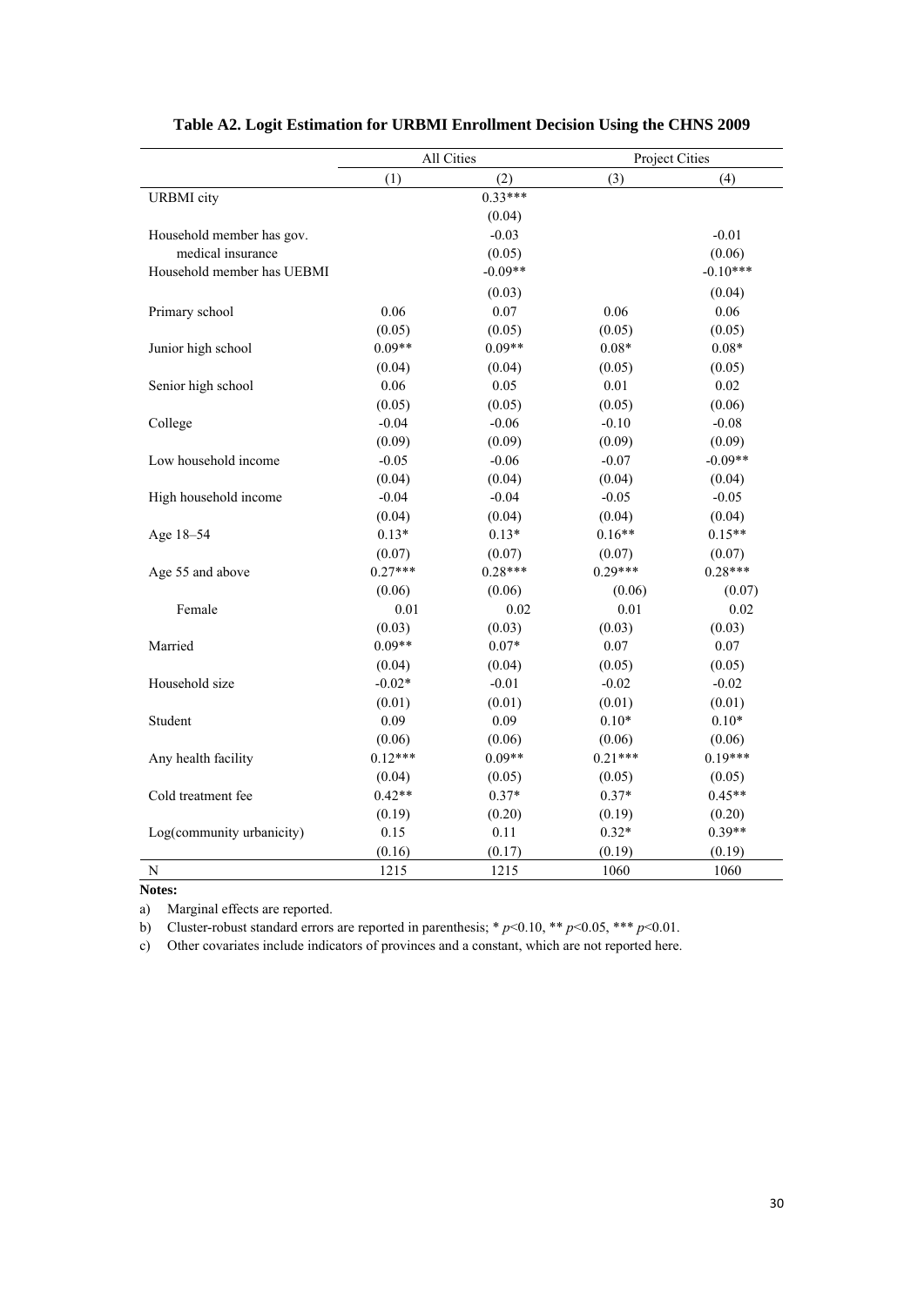**Table A2. Logit Estimation for URBMI Enrollment Decision Using the CHNS 2009**

| | All Cities | | Project Cities | |
|---|---|---|---|---|
| | (1) | (2) | (3) | (4) |
| URBMI city | | 0.33*** | | |
| | | (0.04) | | |
| Household member has gov. medical insurance | | -0.03 | | -0.01 |
| | | (0.05) | | (0.06) |
| Household member has UEBMI | | -0.09** | | -0.10*** |
| | | (0.03) | | (0.04) |
| Primary school | 0.06 | 0.07 | 0.06 | 0.06 |
| | (0.05) | (0.05) | (0.05) | (0.05) |
| Junior high school | 0.09** | 0.09** | 0.08* | 0.08* |
| | (0.04) | (0.04) | (0.05) | (0.05) |
| Senior high school | 0.06 | 0.05 | 0.01 | 0.02 |
| | (0.05) | (0.05) | (0.05) | (0.06) |
| College | -0.04 | -0.06 | -0.10 | -0.08 |
| | (0.09) | (0.09) | (0.09) | (0.09) |
| Low household income | -0.05 | -0.06 | -0.07 | -0.09** |
| | (0.04) | (0.04) | (0.04) | (0.04) |
| High household income | -0.04 | -0.04 | -0.05 | -0.05 |
| | (0.04) | (0.04) | (0.04) | (0.04) |
| Age 18–54 | 0.13* | 0.13* | 0.16** | 0.15** |
| | (0.07) | (0.07) | (0.07) | (0.07) |
| Age 55 and above | 0.27*** | 0.28*** | 0.29*** | 0.28*** |
| | (0.06) | (0.06) | (0.06) | (0.07) |
| Female | 0.01 | 0.02 | 0.01 | 0.02 |
| | (0.03) | (0.03) | (0.03) | (0.03) |
| Married | 0.09** | 0.07* | 0.07 | 0.07 |
| | (0.04) | (0.04) | (0.05) | (0.05) |
| Household size | -0.02* | -0.01 | -0.02 | -0.02 |
| | (0.01) | (0.01) | (0.01) | (0.01) |
| Student | 0.09 | 0.09 | 0.10* | 0.10* |
| | (0.06) | (0.06) | (0.06) | (0.06) |
| Any health facility | 0.12*** | 0.09** | 0.21*** | 0.19*** |
| | (0.04) | (0.05) | (0.05) | (0.05) |
| Cold treatment fee | 0.42** | 0.37* | 0.37* | 0.45** |
| | (0.19) | (0.20) | (0.19) | (0.20) |
| Log(community urbanicity) | 0.15 | 0.11 | 0.32* | 0.39** |
| | (0.16) | (0.17) | (0.19) | (0.19) |
| N | 1215 | 1215 | 1060 | 1060 |

**Notes:**

a) Marginal effects are reported.

b) Cluster-robust standard errors are reported in parenthesis; * $p<0.10$, ** $p<0.05$, *** $p<0.01$.

c) Other covariates include indicators of provinces and a constant, which are not reported here.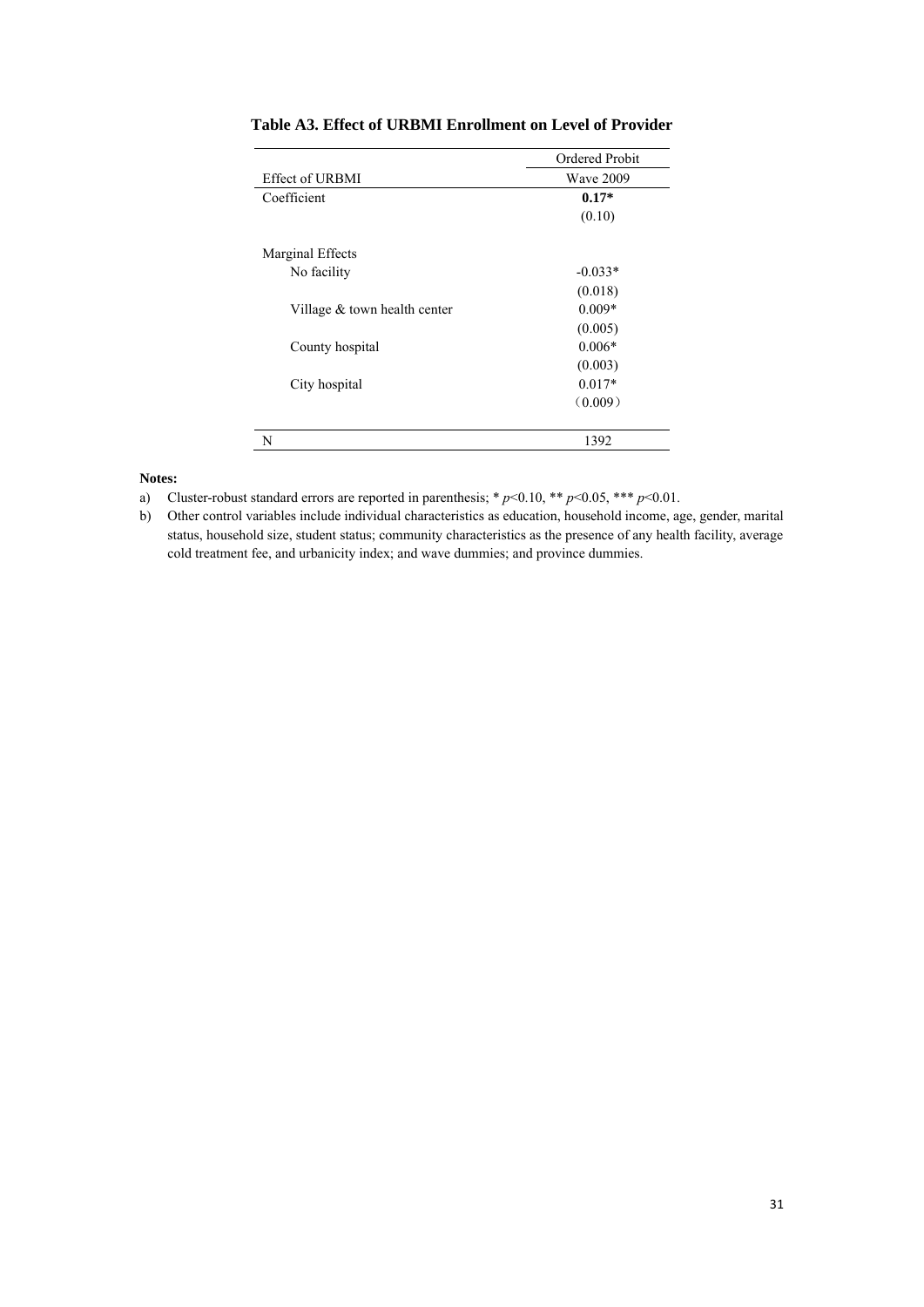**Table A3. Effect of URBMI Enrollment on Level of Provider**

| | Ordered Probit |
|---|---|
| Effect of URBMI | Wave 2009 |
| Coefficient | **0.17*** |
| | (0.10) |
| | |
| Marginal Effects | |
| No facility | -0.033* |
| | (0.018) |
| Village & town health center | 0.009* |
| | (0.005) |
| County hospital | 0.006* |
| | (0.003) |
| City hospital | 0.017* |
| | （0.009） |
| | |
| N | 1392 |

**Notes:**

a) Cluster-robust standard errors are reported in parenthesis; * $p$<0.10, ** $p$<0.05, *** $p$<0.01.

b) Other control variables include individual characteristics as education, household income, age, gender, marital status, household size, student status; community characteristics as the presence of any health facility, average cold treatment fee, and urbanicity index; and wave dummies; and province dummies.